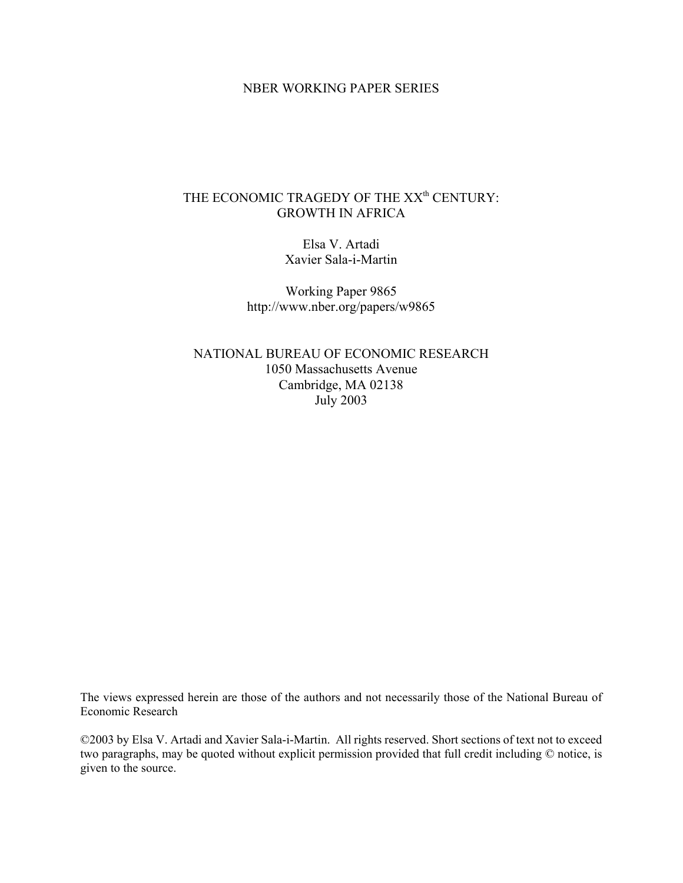NBER WORKING PAPER SERIES

# THE ECONOMIC TRAGEDY OF THE XX$^{th}$ CENTURY: GROWTH IN AFRICA

Elsa V. Artadi
Xavier Sala-i-Martin

Working Paper 9865
http://www.nber.org/papers/w9865

NATIONAL BUREAU OF ECONOMIC RESEARCH
1050 Massachusetts Avenue
Cambridge, MA 02138
July 2003

The views expressed herein are those of the authors and not necessarily those of the National Bureau of Economic Research

©2003 by Elsa V. Artadi and Xavier Sala-i-Martin. All rights reserved. Short sections of text not to exceed two paragraphs, may be quoted without explicit permission provided that full credit including © notice, is given to the source.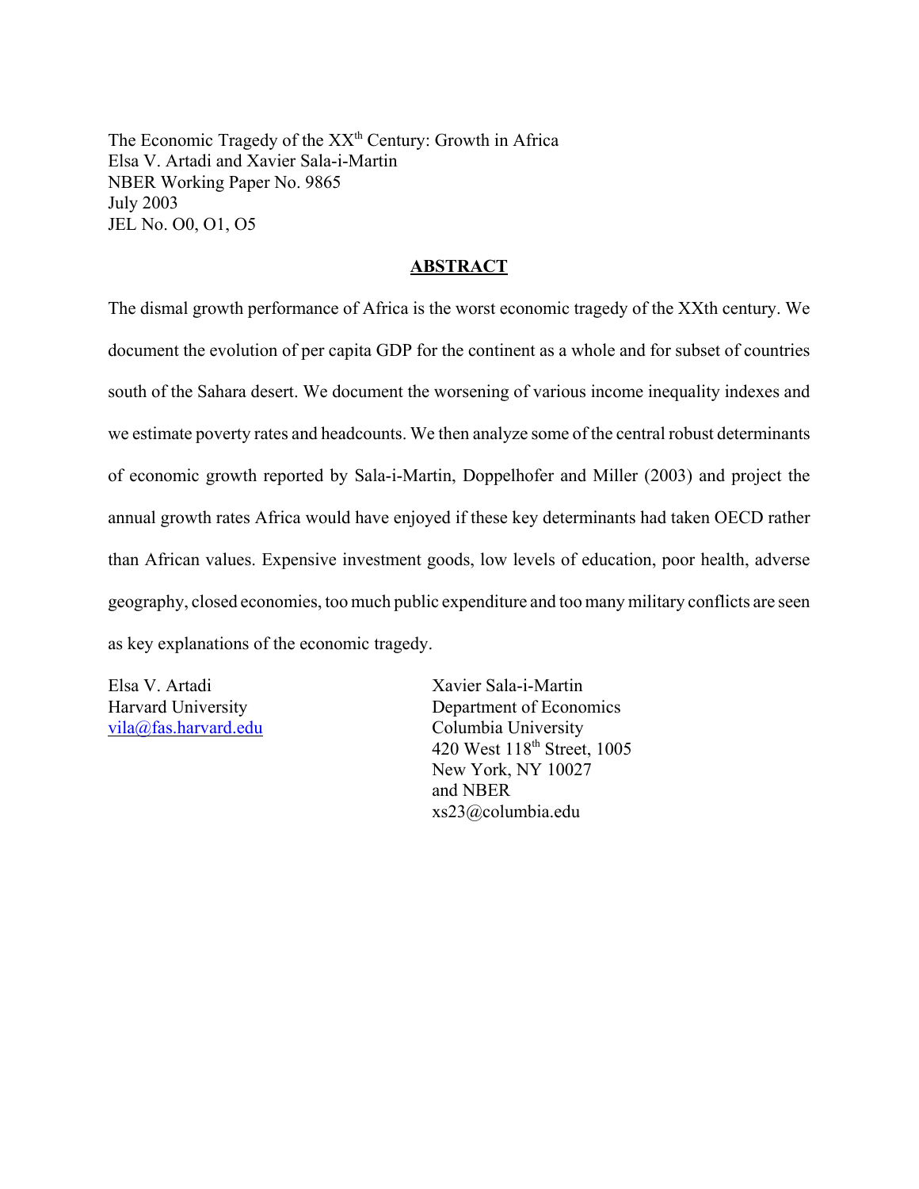The Economic Tragedy of the XX[th] Century: Growth in Africa
Elsa V. Artadi and Xavier Sala-i-Martin
NBER Working Paper No. 9865
July 2003
JEL No. O0, O1, O5

## **ABSTRACT**

The dismal growth performance of Africa is the worst economic tragedy of the XXth century. We document the evolution of per capita GDP for the continent as a whole and for subset of countries south of the Sahara desert. We document the worsening of various income inequality indexes and we estimate poverty rates and headcounts. We then analyze some of the central robust determinants of economic growth reported by Sala-i-Martin, Doppelhofer and Miller (2003) and project the annual growth rates Africa would have enjoyed if these key determinants had taken OECD rather than African values. Expensive investment goods, low levels of education, poor health, adverse geography, closed economies, too much public expenditure and too many military conflicts are seen as key explanations of the economic tragedy.

Elsa V. Artadi
Harvard University
vila@fas.harvard.edu

Xavier Sala-i-Martin
Department of Economics
Columbia University
420 West 118[th] Street, 1005
New York, NY 10027
and NBER
xs23@columbia.edu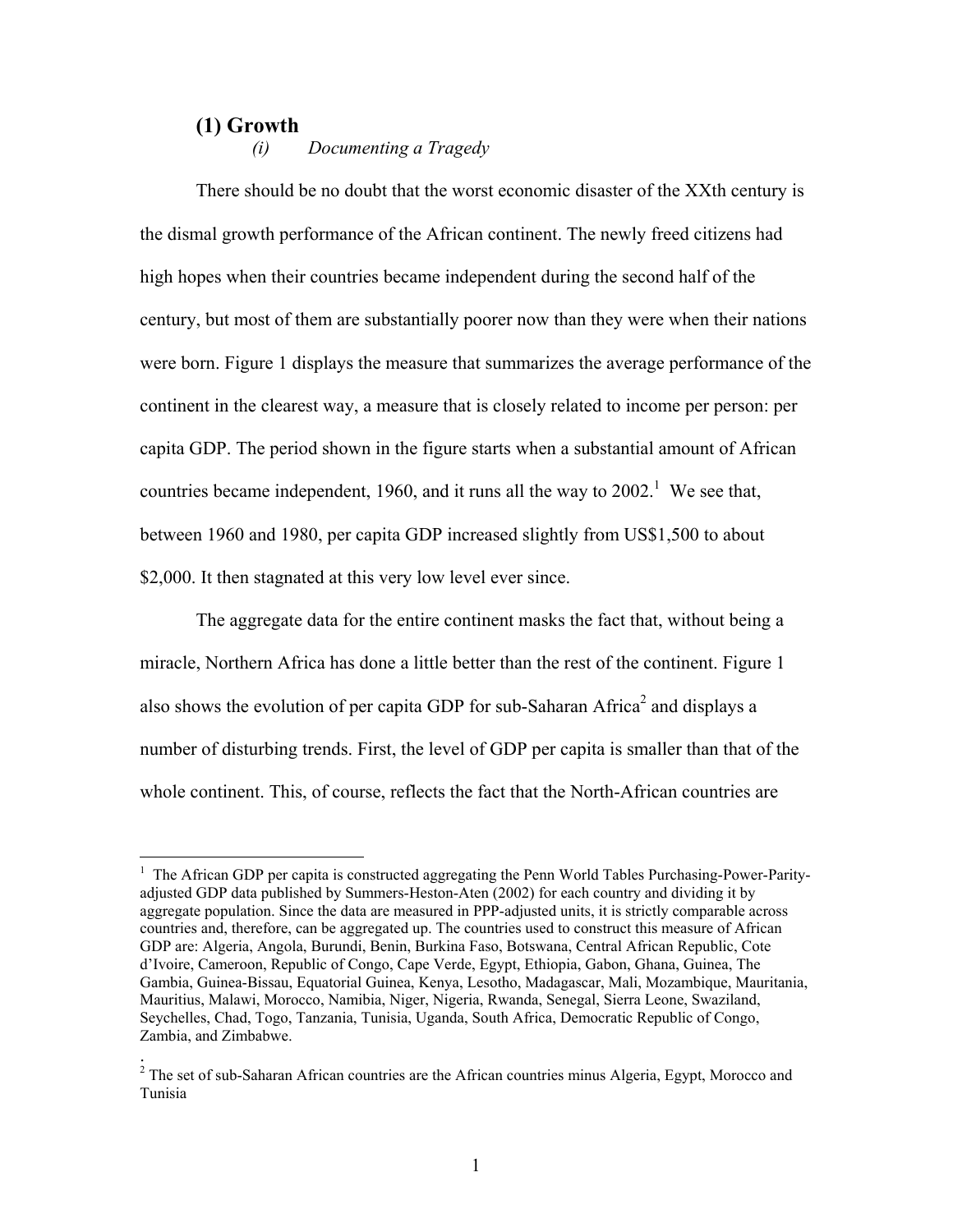## (1) Growth

### *(i) Documenting a Tragedy*

There should be no doubt that the worst economic disaster of the XXth century is the dismal growth performance of the African continent. The newly freed citizens had high hopes when their countries became independent during the second half of the century, but most of them are substantially poorer now than they were when their nations were born. Figure 1 displays the measure that summarizes the average performance of the continent in the clearest way, a measure that is closely related to income per person: per capita GDP. The period shown in the figure starts when a substantial amount of African countries became independent, 1960, and it runs all the way to 2002.[1] We see that, between 1960 and 1980, per capita GDP increased slightly from US$1,500 to about $2,000. It then stagnated at this very low level ever since.

The aggregate data for the entire continent masks the fact that, without being a miracle, Northern Africa has done a little better than the rest of the continent. Figure 1 also shows the evolution of per capita GDP for sub-Saharan Africa[2] and displays a number of disturbing trends. First, the level of GDP per capita is smaller than that of the whole continent. This, of course, reflects the fact that the North-African countries are

---

[1] The African GDP per capita is constructed aggregating the Penn World Tables Purchasing-Power-Parity-adjusted GDP data published by Summers-Heston-Aten (2002) for each country and dividing it by aggregate population. Since the data are measured in PPP-adjusted units, it is strictly comparable across countries and, therefore, can be aggregated up. The countries used to construct this measure of African GDP are: Algeria, Angola, Burundi, Benin, Burkina Faso, Botswana, Central African Republic, Cote d'Ivoire, Cameroon, Republic of Congo, Cape Verde, Egypt, Ethiopia, Gabon, Ghana, Guinea, The Gambia, Guinea-Bissau, Equatorial Guinea, Kenya, Lesotho, Madagascar, Mali, Mozambique, Mauritania, Mauritius, Malawi, Morocco, Namibia, Niger, Nigeria, Rwanda, Senegal, Sierra Leone, Swaziland, Seychelles, Chad, Togo, Tanzania, Tunisia, Uganda, South Africa, Democratic Republic of Congo, Zambia, and Zimbabwe.

[2] The set of sub-Saharan African countries are the African countries minus Algeria, Egypt, Morocco and Tunisia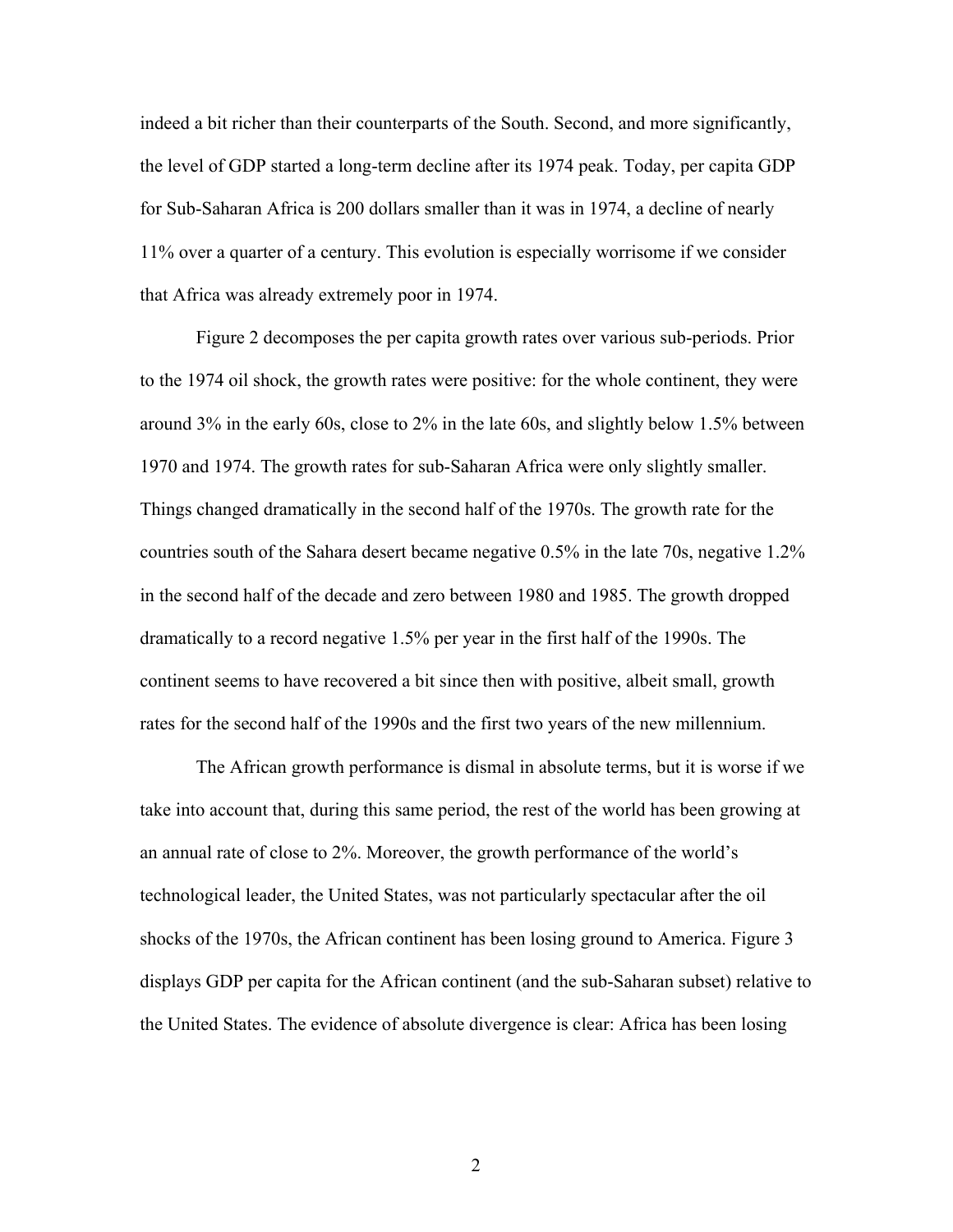indeed a bit richer than their counterparts of the South. Second, and more significantly, the level of GDP started a long-term decline after its 1974 peak. Today, per capita GDP for Sub-Saharan Africa is 200 dollars smaller than it was in 1974, a decline of nearly 11% over a quarter of a century. This evolution is especially worrisome if we consider that Africa was already extremely poor in 1974.

Figure 2 decomposes the per capita growth rates over various sub-periods. Prior to the 1974 oil shock, the growth rates were positive: for the whole continent, they were around 3% in the early 60s, close to 2% in the late 60s, and slightly below 1.5% between 1970 and 1974. The growth rates for sub-Saharan Africa were only slightly smaller. Things changed dramatically in the second half of the 1970s. The growth rate for the countries south of the Sahara desert became negative 0.5% in the late 70s, negative 1.2% in the second half of the decade and zero between 1980 and 1985. The growth dropped dramatically to a record negative 1.5% per year in the first half of the 1990s. The continent seems to have recovered a bit since then with positive, albeit small, growth rates for the second half of the 1990s and the first two years of the new millennium.

The African growth performance is dismal in absolute terms, but it is worse if we take into account that, during this same period, the rest of the world has been growing at an annual rate of close to 2%. Moreover, the growth performance of the world's technological leader, the United States, was not particularly spectacular after the oil shocks of the 1970s, the African continent has been losing ground to America. Figure 3 displays GDP per capita for the African continent (and the sub-Saharan subset) relative to the United States. The evidence of absolute divergence is clear: Africa has been losing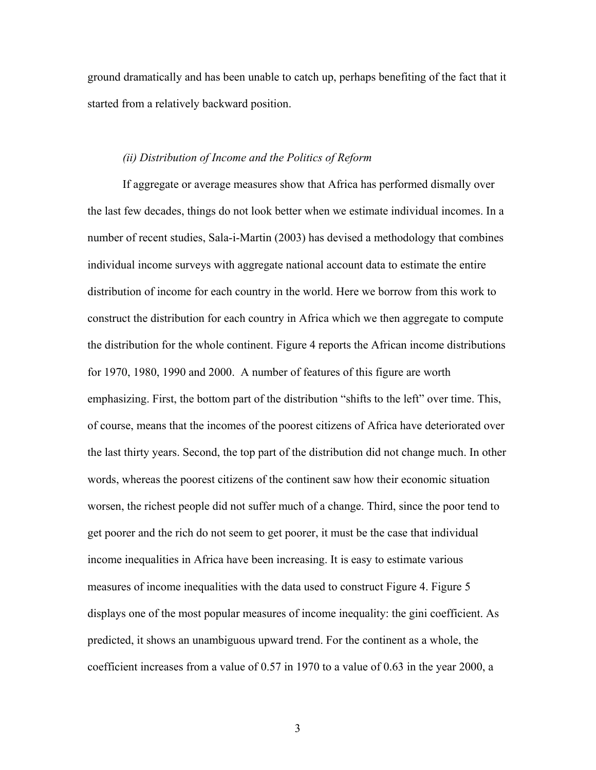ground dramatically and has been unable to catch up, perhaps benefiting of the fact that it started from a relatively backward position.

### *(ii) Distribution of Income and the Politics of Reform*

If aggregate or average measures show that Africa has performed dismally over the last few decades, things do not look better when we estimate individual incomes. In a number of recent studies, Sala-i-Martin (2003) has devised a methodology that combines individual income surveys with aggregate national account data to estimate the entire distribution of income for each country in the world. Here we borrow from this work to construct the distribution for each country in Africa which we then aggregate to compute the distribution for the whole continent. Figure 4 reports the African income distributions for 1970, 1980, 1990 and 2000. A number of features of this figure are worth emphasizing. First, the bottom part of the distribution "shifts to the left" over time. This, of course, means that the incomes of the poorest citizens of Africa have deteriorated over the last thirty years. Second, the top part of the distribution did not change much. In other words, whereas the poorest citizens of the continent saw how their economic situation worsen, the richest people did not suffer much of a change. Third, since the poor tend to get poorer and the rich do not seem to get poorer, it must be the case that individual income inequalities in Africa have been increasing. It is easy to estimate various measures of income inequalities with the data used to construct Figure 4. Figure 5 displays one of the most popular measures of income inequality: the gini coefficient. As predicted, it shows an unambiguous upward trend. For the continent as a whole, the coefficient increases from a value of 0.57 in 1970 to a value of 0.63 in the year 2000, a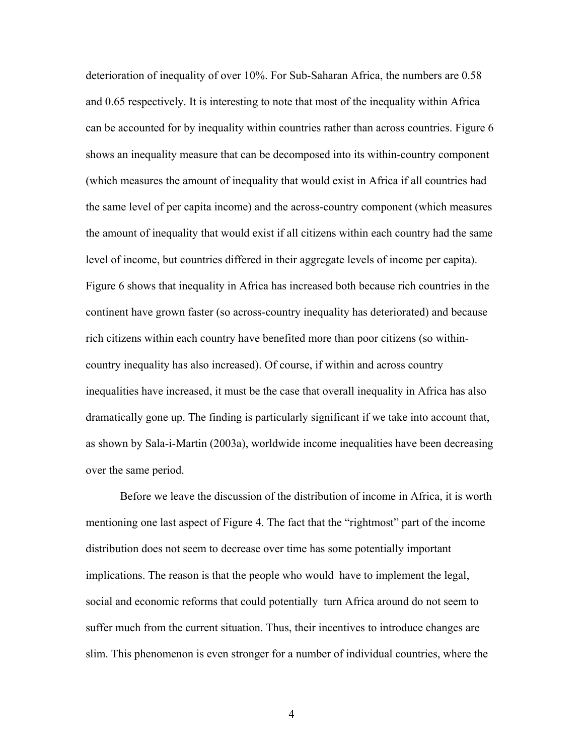deterioration of inequality of over 10%. For Sub-Saharan Africa, the numbers are 0.58 and 0.65 respectively. It is interesting to note that most of the inequality within Africa can be accounted for by inequality within countries rather than across countries. Figure 6 shows an inequality measure that can be decomposed into its within-country component (which measures the amount of inequality that would exist in Africa if all countries had the same level of per capita income) and the across-country component (which measures the amount of inequality that would exist if all citizens within each country had the same level of income, but countries differed in their aggregate levels of income per capita). Figure 6 shows that inequality in Africa has increased both because rich countries in the continent have grown faster (so across-country inequality has deteriorated) and because rich citizens within each country have benefited more than poor citizens (so within-country inequality has also increased). Of course, if within and across country inequalities have increased, it must be the case that overall inequality in Africa has also dramatically gone up. The finding is particularly significant if we take into account that, as shown by Sala-i-Martin (2003a), worldwide income inequalities have been decreasing over the same period.

Before we leave the discussion of the distribution of income in Africa, it is worth mentioning one last aspect of Figure 4. The fact that the "rightmost" part of the income distribution does not seem to decrease over time has some potentially important implications. The reason is that the people who would have to implement the legal, social and economic reforms that could potentially turn Africa around do not seem to suffer much from the current situation. Thus, their incentives to introduce changes are slim. This phenomenon is even stronger for a number of individual countries, where the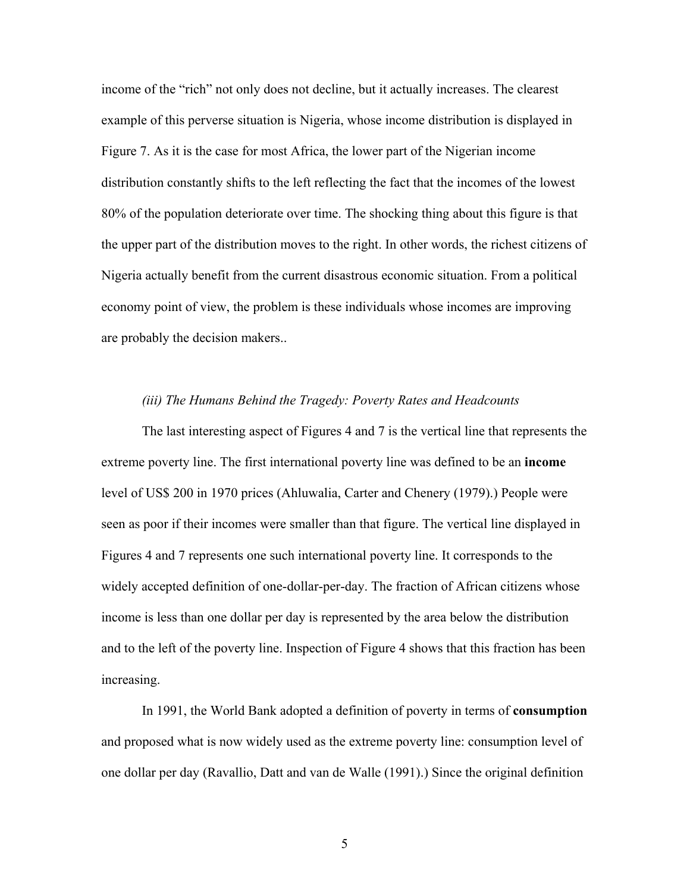income of the "rich" not only does not decline, but it actually increases. The clearest example of this perverse situation is Nigeria, whose income distribution is displayed in Figure 7. As it is the case for most Africa, the lower part of the Nigerian income distribution constantly shifts to the left reflecting the fact that the incomes of the lowest 80% of the population deteriorate over time. The shocking thing about this figure is that the upper part of the distribution moves to the right. In other words, the richest citizens of Nigeria actually benefit from the current disastrous economic situation. From a political economy point of view, the problem is these individuals whose incomes are improving are probably the decision makers..

### *(iii) The Humans Behind the Tragedy: Poverty Rates and Headcounts*

The last interesting aspect of Figures 4 and 7 is the vertical line that represents the extreme poverty line. The first international poverty line was defined to be an **income** level of US$ 200 in 1970 prices (Ahluwalia, Carter and Chenery (1979).) People were seen as poor if their incomes were smaller than that figure. The vertical line displayed in Figures 4 and 7 represents one such international poverty line. It corresponds to the widely accepted definition of one-dollar-per-day. The fraction of African citizens whose income is less than one dollar per day is represented by the area below the distribution and to the left of the poverty line. Inspection of Figure 4 shows that this fraction has been increasing.

In 1991, the World Bank adopted a definition of poverty in terms of **consumption** and proposed what is now widely used as the extreme poverty line: consumption level of one dollar per day (Ravallio, Datt and van de Walle (1991).) Since the original definition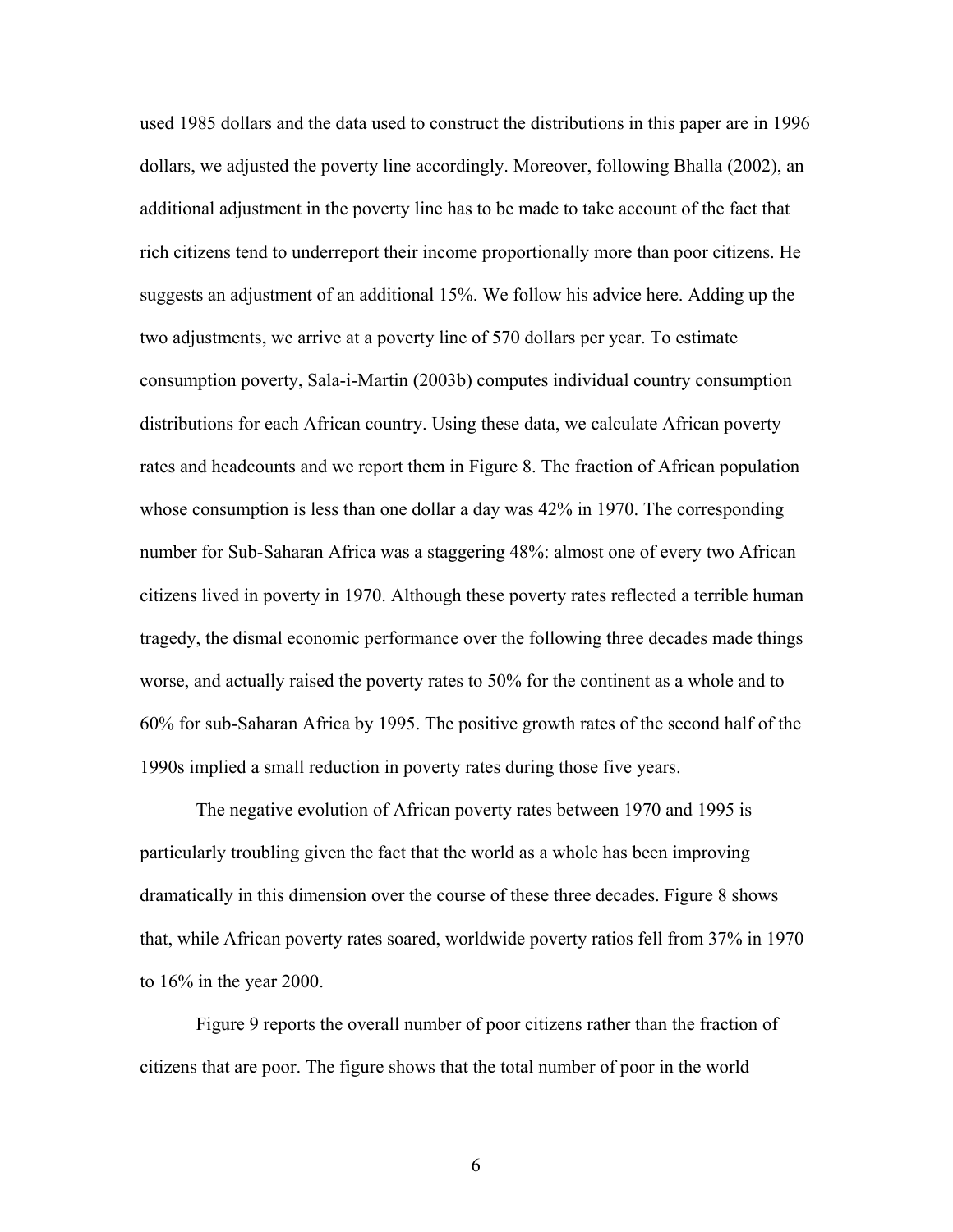used 1985 dollars and the data used to construct the distributions in this paper are in 1996 dollars, we adjusted the poverty line accordingly. Moreover, following Bhalla (2002), an additional adjustment in the poverty line has to be made to take account of the fact that rich citizens tend to underreport their income proportionally more than poor citizens. He suggests an adjustment of an additional 15%. We follow his advice here. Adding up the two adjustments, we arrive at a poverty line of 570 dollars per year. To estimate consumption poverty, Sala-i-Martin (2003b) computes individual country consumption distributions for each African country. Using these data, we calculate African poverty rates and headcounts and we report them in Figure 8. The fraction of African population whose consumption is less than one dollar a day was 42% in 1970. The corresponding number for Sub-Saharan Africa was a staggering 48%: almost one of every two African citizens lived in poverty in 1970. Although these poverty rates reflected a terrible human tragedy, the dismal economic performance over the following three decades made things worse, and actually raised the poverty rates to 50% for the continent as a whole and to 60% for sub-Saharan Africa by 1995. The positive growth rates of the second half of the 1990s implied a small reduction in poverty rates during those five years.

The negative evolution of African poverty rates between 1970 and 1995 is particularly troubling given the fact that the world as a whole has been improving dramatically in this dimension over the course of these three decades. Figure 8 shows that, while African poverty rates soared, worldwide poverty ratios fell from 37% in 1970 to 16% in the year 2000.

Figure 9 reports the overall number of poor citizens rather than the fraction of citizens that are poor. The figure shows that the total number of poor in the world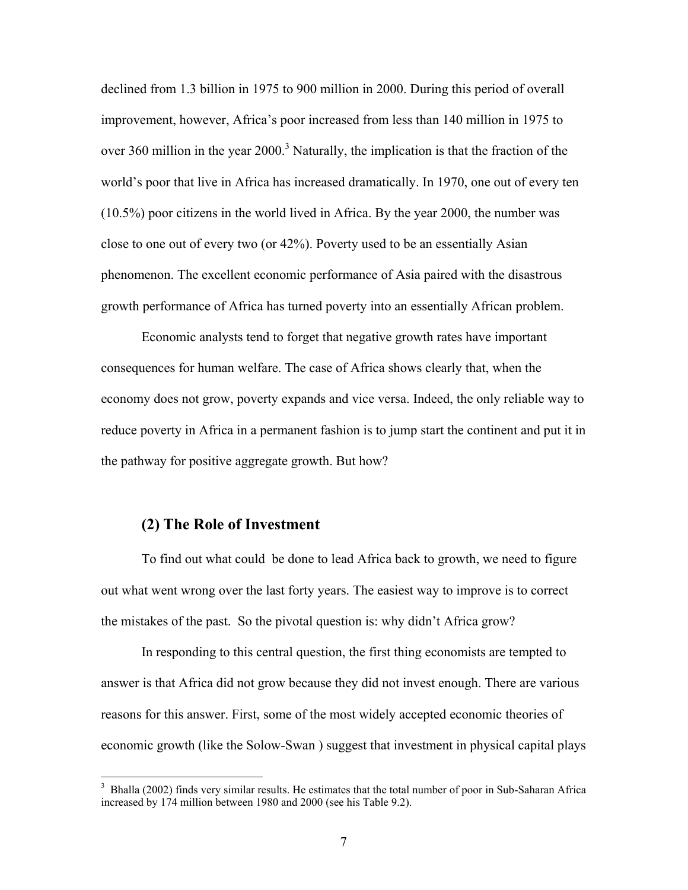declined from 1.3 billion in 1975 to 900 million in 2000. During this period of overall improvement, however, Africa's poor increased from less than 140 million in 1975 to over 360 million in the year 2000.[3] Naturally, the implication is that the fraction of the world's poor that live in Africa has increased dramatically. In 1970, one out of every ten (10.5%) poor citizens in the world lived in Africa. By the year 2000, the number was close to one out of every two (or 42%). Poverty used to be an essentially Asian phenomenon. The excellent economic performance of Asia paired with the disastrous growth performance of Africa has turned poverty into an essentially African problem.

Economic analysts tend to forget that negative growth rates have important consequences for human welfare. The case of Africa shows clearly that, when the economy does not grow, poverty expands and vice versa. Indeed, the only reliable way to reduce poverty in Africa in a permanent fashion is to jump start the continent and put it in the pathway for positive aggregate growth. But how?

## (2) The Role of Investment

To find out what could be done to lead Africa back to growth, we need to figure out what went wrong over the last forty years. The easiest way to improve is to correct the mistakes of the past. So the pivotal question is: why didn't Africa grow?

In responding to this central question, the first thing economists are tempted to answer is that Africa did not grow because they did not invest enough. There are various reasons for this answer. First, some of the most widely accepted economic theories of economic growth (like the Solow-Swan ) suggest that investment in physical capital plays

[3] Bhalla (2002) finds very similar results. He estimates that the total number of poor in Sub-Saharan Africa increased by 174 million between 1980 and 2000 (see his Table 9.2).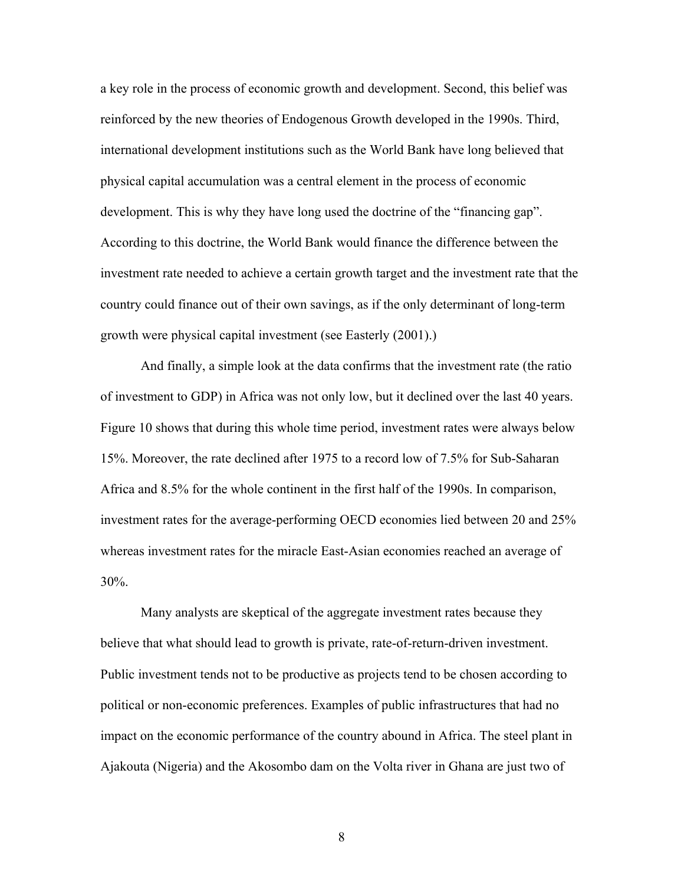a key role in the process of economic growth and development. Second, this belief was reinforced by the new theories of Endogenous Growth developed in the 1990s. Third, international development institutions such as the World Bank have long believed that physical capital accumulation was a central element in the process of economic development. This is why they have long used the doctrine of the "financing gap". According to this doctrine, the World Bank would finance the difference between the investment rate needed to achieve a certain growth target and the investment rate that the country could finance out of their own savings, as if the only determinant of long-term growth were physical capital investment (see Easterly (2001).)

And finally, a simple look at the data confirms that the investment rate (the ratio of investment to GDP) in Africa was not only low, but it declined over the last 40 years. Figure 10 shows that during this whole time period, investment rates were always below 15%. Moreover, the rate declined after 1975 to a record low of 7.5% for Sub-Saharan Africa and 8.5% for the whole continent in the first half of the 1990s. In comparison, investment rates for the average-performing OECD economies lied between 20 and 25% whereas investment rates for the miracle East-Asian economies reached an average of 30%.

Many analysts are skeptical of the aggregate investment rates because they believe that what should lead to growth is private, rate-of-return-driven investment. Public investment tends not to be productive as projects tend to be chosen according to political or non-economic preferences. Examples of public infrastructures that had no impact on the economic performance of the country abound in Africa. The steel plant in Ajakouta (Nigeria) and the Akosombo dam on the Volta river in Ghana are just two of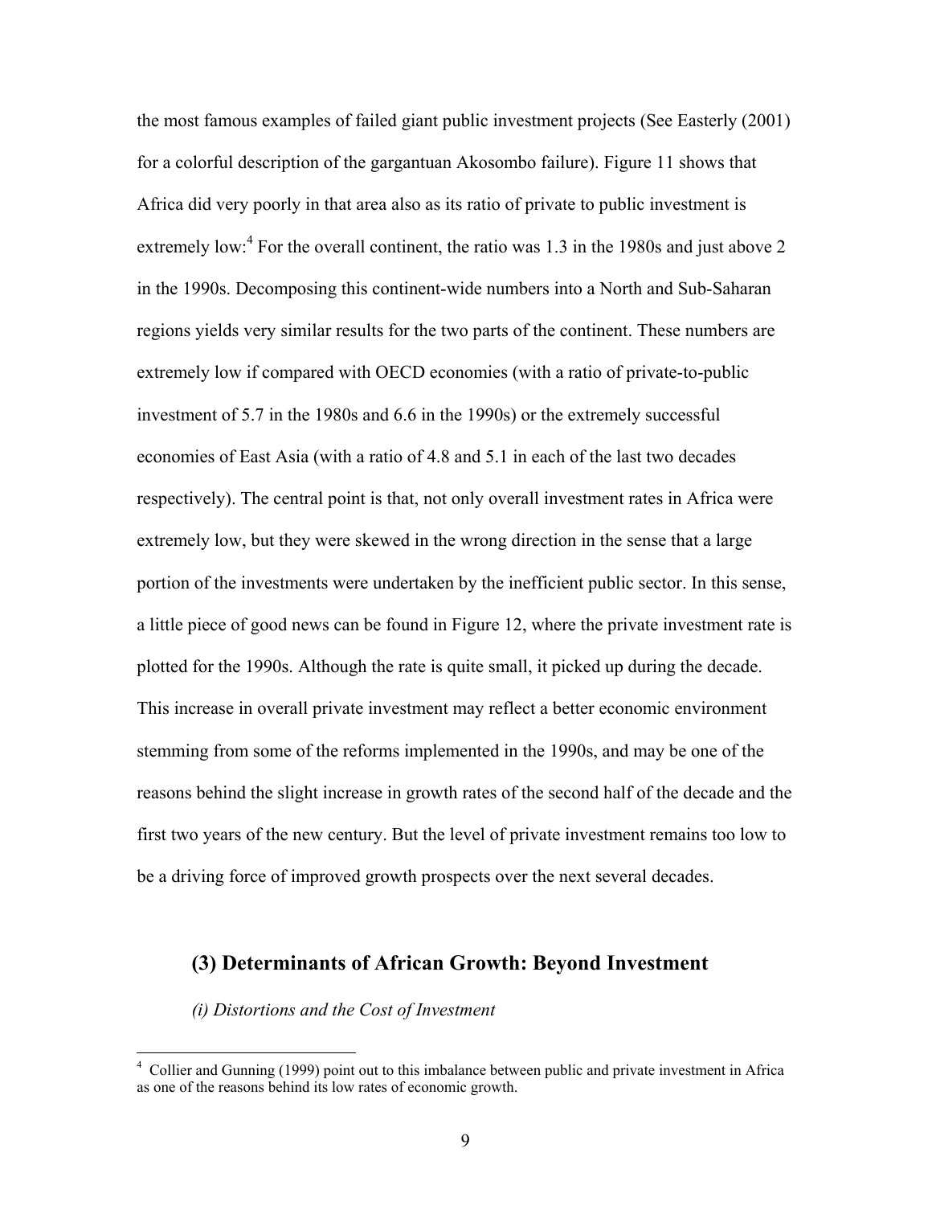the most famous examples of failed giant public investment projects (See Easterly (2001) for a colorful description of the gargantuan Akosombo failure). Figure 11 shows that Africa did very poorly in that area also as its ratio of private to public investment is extremely low:[4] For the overall continent, the ratio was 1.3 in the 1980s and just above 2 in the 1990s. Decomposing this continent-wide numbers into a North and Sub-Saharan regions yields very similar results for the two parts of the continent. These numbers are extremely low if compared with OECD economies (with a ratio of private-to-public investment of 5.7 in the 1980s and 6.6 in the 1990s) or the extremely successful economies of East Asia (with a ratio of 4.8 and 5.1 in each of the last two decades respectively). The central point is that, not only overall investment rates in Africa were extremely low, but they were skewed in the wrong direction in the sense that a large portion of the investments were undertaken by the inefficient public sector. In this sense, a little piece of good news can be found in Figure 12, where the private investment rate is plotted for the 1990s. Although the rate is quite small, it picked up during the decade. This increase in overall private investment may reflect a better economic environment stemming from some of the reforms implemented in the 1990s, and may be one of the reasons behind the slight increase in growth rates of the second half of the decade and the first two years of the new century. But the level of private investment remains too low to be a driving force of improved growth prospects over the next several decades.

## (3) Determinants of African Growth: Beyond Investment

### *(i) Distortions and the Cost of Investment*

[4] Collier and Gunning (1999) point out to this imbalance between public and private investment in Africa as one of the reasons behind its low rates of economic growth.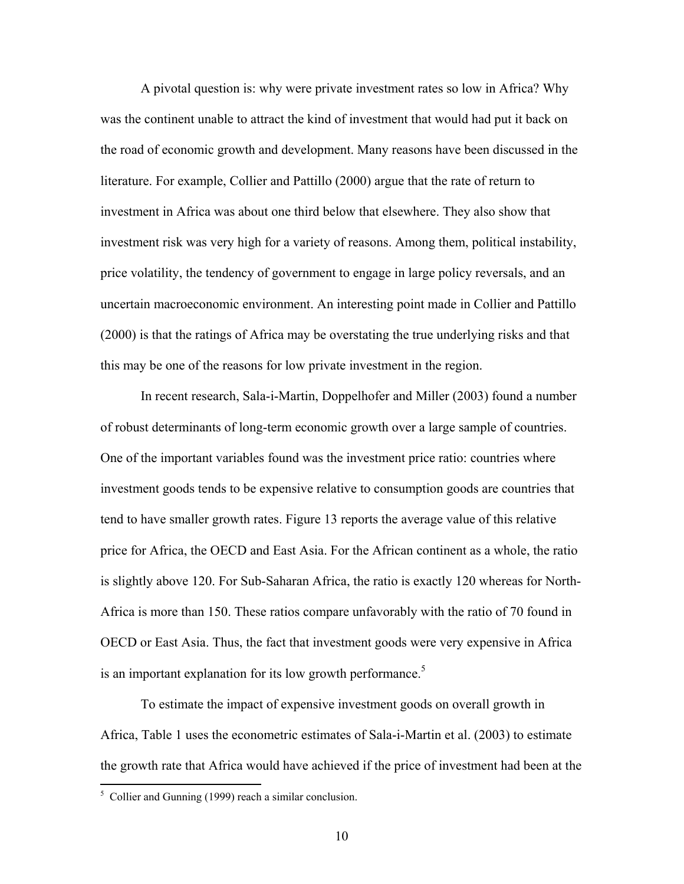A pivotal question is: why were private investment rates so low in Africa? Why was the continent unable to attract the kind of investment that would had put it back on the road of economic growth and development. Many reasons have been discussed in the literature. For example, Collier and Pattillo (2000) argue that the rate of return to investment in Africa was about one third below that elsewhere. They also show that investment risk was very high for a variety of reasons. Among them, political instability, price volatility, the tendency of government to engage in large policy reversals, and an uncertain macroeconomic environment. An interesting point made in Collier and Pattillo (2000) is that the ratings of Africa may be overstating the true underlying risks and that this may be one of the reasons for low private investment in the region.

In recent research, Sala-i-Martin, Doppelhofer and Miller (2003) found a number of robust determinants of long-term economic growth over a large sample of countries. One of the important variables found was the investment price ratio: countries where investment goods tends to be expensive relative to consumption goods are countries that tend to have smaller growth rates. Figure 13 reports the average value of this relative price for Africa, the OECD and East Asia. For the African continent as a whole, the ratio is slightly above 120. For Sub-Saharan Africa, the ratio is exactly 120 whereas for North-Africa is more than 150. These ratios compare unfavorably with the ratio of 70 found in OECD or East Asia. Thus, the fact that investment goods were very expensive in Africa is an important explanation for its low growth performance.[5]

To estimate the impact of expensive investment goods on overall growth in Africa, Table 1 uses the econometric estimates of Sala-i-Martin et al. (2003) to estimate the growth rate that Africa would have achieved if the price of investment had been at the

[5] Collier and Gunning (1999) reach a similar conclusion.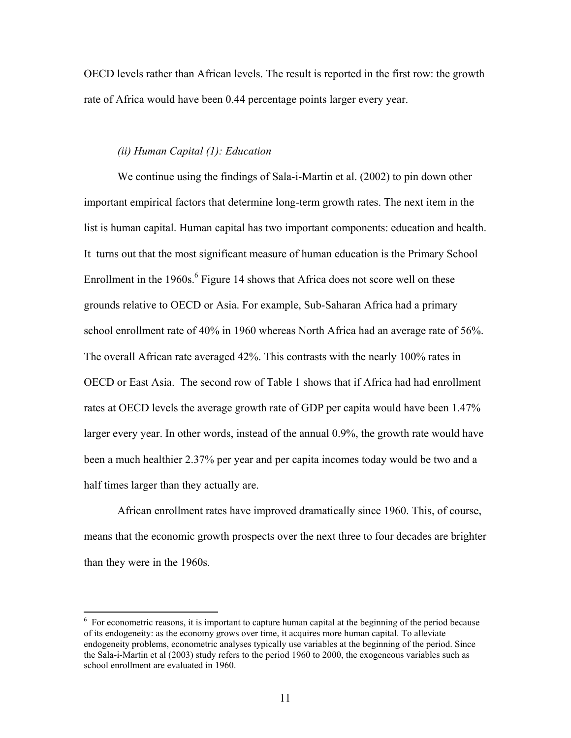OECD levels rather than African levels. The result is reported in the first row: the growth rate of Africa would have been 0.44 percentage points larger every year.

### *(ii) Human Capital (1): Education*

We continue using the findings of Sala-i-Martin et al. (2002) to pin down other important empirical factors that determine long-term growth rates. The next item in the list is human capital. Human capital has two important components: education and health. It turns out that the most significant measure of human education is the Primary School Enrollment in the 1960s.[6] Figure 14 shows that Africa does not score well on these grounds relative to OECD or Asia. For example, Sub-Saharan Africa had a primary school enrollment rate of 40% in 1960 whereas North Africa had an average rate of 56%. The overall African rate averaged 42%. This contrasts with the nearly 100% rates in OECD or East Asia. The second row of Table 1 shows that if Africa had had enrollment rates at OECD levels the average growth rate of GDP per capita would have been 1.47% larger every year. In other words, instead of the annual 0.9%, the growth rate would have been a much healthier 2.37% per year and per capita incomes today would be two and a half times larger than they actually are.

African enrollment rates have improved dramatically since 1960. This, of course, means that the economic growth prospects over the next three to four decades are brighter than they were in the 1960s.

---

[6] For econometric reasons, it is important to capture human capital at the beginning of the period because of its endogeneity: as the economy grows over time, it acquires more human capital. To alleviate endogeneity problems, econometric analyses typically use variables at the beginning of the period. Since the Sala-i-Martin et al (2003) study refers to the period 1960 to 2000, the exogeneous variables such as school enrollment are evaluated in 1960.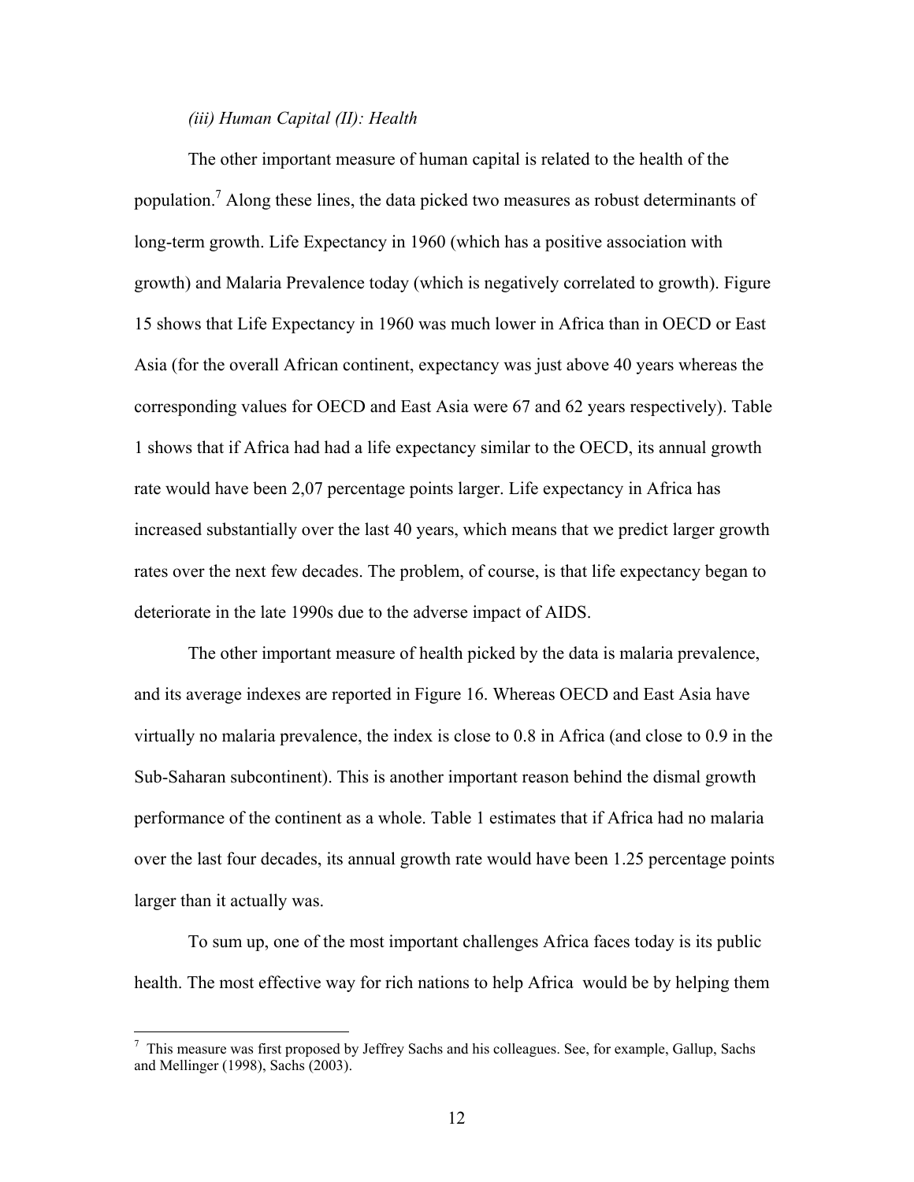*(iii) Human Capital (II): Health*

The other important measure of human capital is related to the health of the population.[7] Along these lines, the data picked two measures as robust determinants of long-term growth. Life Expectancy in 1960 (which has a positive association with growth) and Malaria Prevalence today (which is negatively correlated to growth). Figure 15 shows that Life Expectancy in 1960 was much lower in Africa than in OECD or East Asia (for the overall African continent, expectancy was just above 40 years whereas the corresponding values for OECD and East Asia were 67 and 62 years respectively). Table 1 shows that if Africa had had a life expectancy similar to the OECD, its annual growth rate would have been 2,07 percentage points larger. Life expectancy in Africa has increased substantially over the last 40 years, which means that we predict larger growth rates over the next few decades. The problem, of course, is that life expectancy began to deteriorate in the late 1990s due to the adverse impact of AIDS.

The other important measure of health picked by the data is malaria prevalence, and its average indexes are reported in Figure 16. Whereas OECD and East Asia have virtually no malaria prevalence, the index is close to 0.8 in Africa (and close to 0.9 in the Sub-Saharan subcontinent). This is another important reason behind the dismal growth performance of the continent as a whole. Table 1 estimates that if Africa had no malaria over the last four decades, its annual growth rate would have been 1.25 percentage points larger than it actually was.

To sum up, one of the most important challenges Africa faces today is its public health. The most effective way for rich nations to help Africa would be by helping them

[7] This measure was first proposed by Jeffrey Sachs and his colleagues. See, for example, Gallup, Sachs and Mellinger (1998), Sachs (2003).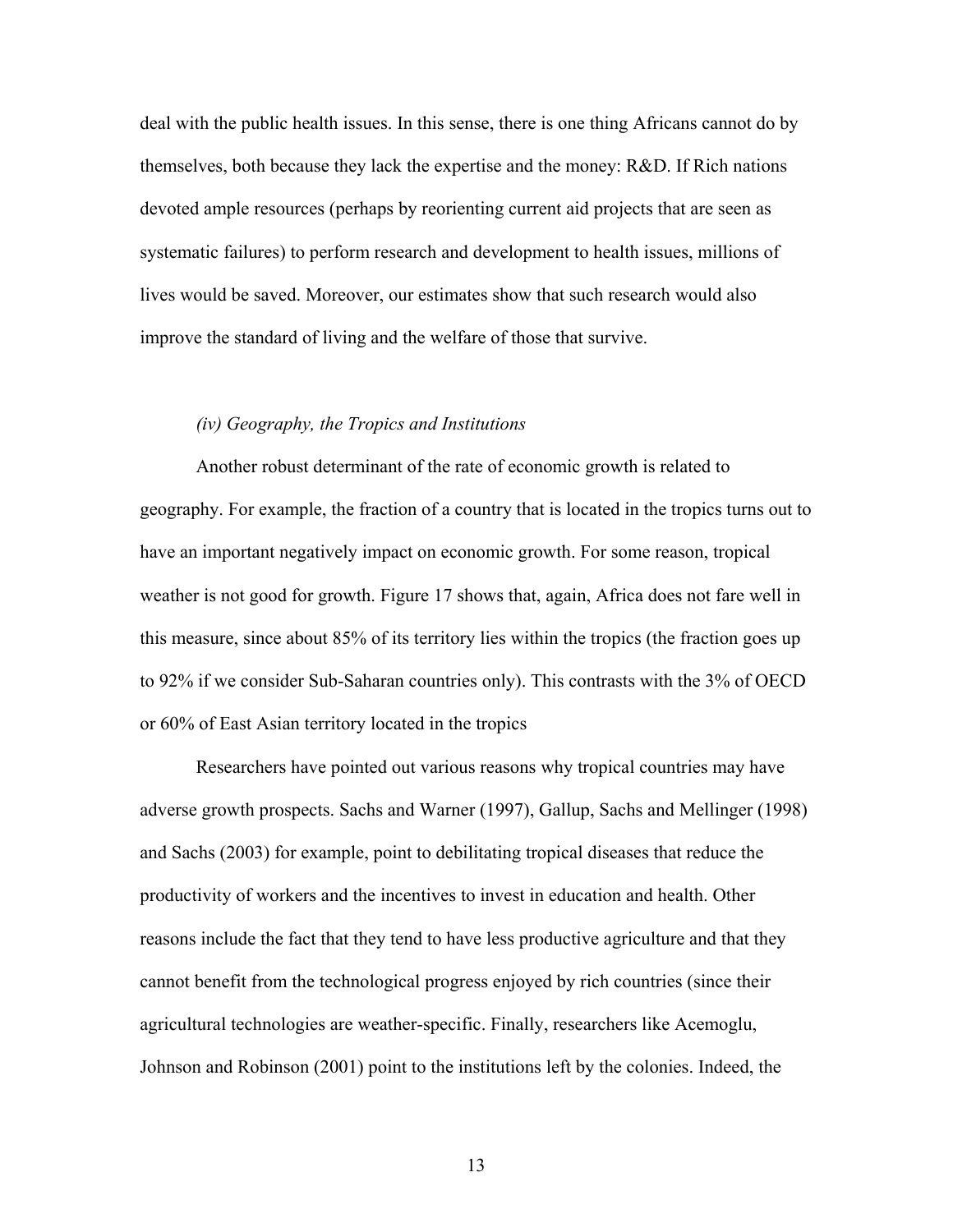deal with the public health issues. In this sense, there is one thing Africans cannot do by themselves, both because they lack the expertise and the money: R&D. If Rich nations devoted ample resources (perhaps by reorienting current aid projects that are seen as systematic failures) to perform research and development to health issues, millions of lives would be saved. Moreover, our estimates show that such research would also improve the standard of living and the welfare of those that survive.

*(iv) Geography, the Tropics and Institutions*

Another robust determinant of the rate of economic growth is related to geography. For example, the fraction of a country that is located in the tropics turns out to have an important negatively impact on economic growth. For some reason, tropical weather is not good for growth. Figure 17 shows that, again, Africa does not fare well in this measure, since about 85% of its territory lies within the tropics (the fraction goes up to 92% if we consider Sub-Saharan countries only). This contrasts with the 3% of OECD or 60% of East Asian territory located in the tropics

Researchers have pointed out various reasons why tropical countries may have adverse growth prospects. Sachs and Warner (1997), Gallup, Sachs and Mellinger (1998) and Sachs (2003) for example, point to debilitating tropical diseases that reduce the productivity of workers and the incentives to invest in education and health. Other reasons include the fact that they tend to have less productive agriculture and that they cannot benefit from the technological progress enjoyed by rich countries (since their agricultural technologies are weather-specific. Finally, researchers like Acemoglu, Johnson and Robinson (2001) point to the institutions left by the colonies. Indeed, the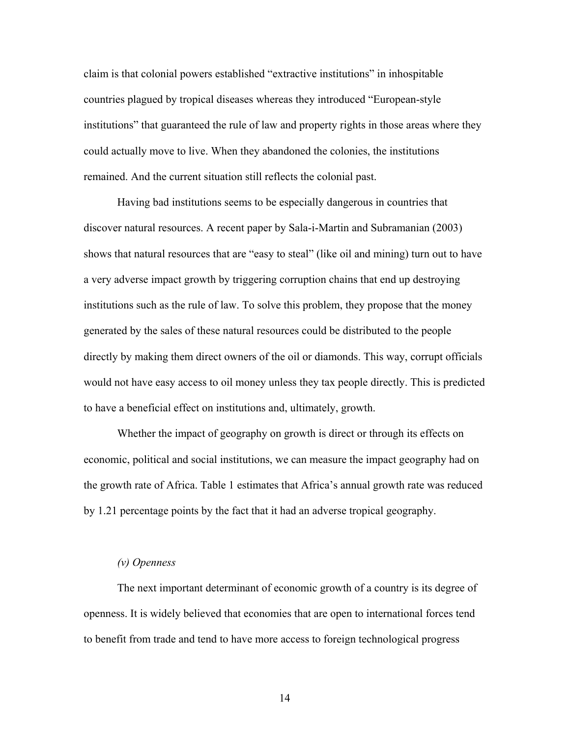claim is that colonial powers established "extractive institutions" in inhospitable countries plagued by tropical diseases whereas they introduced "European-style institutions" that guaranteed the rule of law and property rights in those areas where they could actually move to live. When they abandoned the colonies, the institutions remained. And the current situation still reflects the colonial past.

Having bad institutions seems to be especially dangerous in countries that discover natural resources. A recent paper by Sala-i-Martin and Subramanian (2003) shows that natural resources that are "easy to steal" (like oil and mining) turn out to have a very adverse impact growth by triggering corruption chains that end up destroying institutions such as the rule of law. To solve this problem, they propose that the money generated by the sales of these natural resources could be distributed to the people directly by making them direct owners of the oil or diamonds. This way, corrupt officials would not have easy access to oil money unless they tax people directly. This is predicted to have a beneficial effect on institutions and, ultimately, growth.

Whether the impact of geography on growth is direct or through its effects on economic, political and social institutions, we can measure the impact geography had on the growth rate of Africa. Table 1 estimates that Africa's annual growth rate was reduced by 1.21 percentage points by the fact that it had an adverse tropical geography.

*(v) Openness*

The next important determinant of economic growth of a country is its degree of openness. It is widely believed that economies that are open to international forces tend to benefit from trade and tend to have more access to foreign technological progress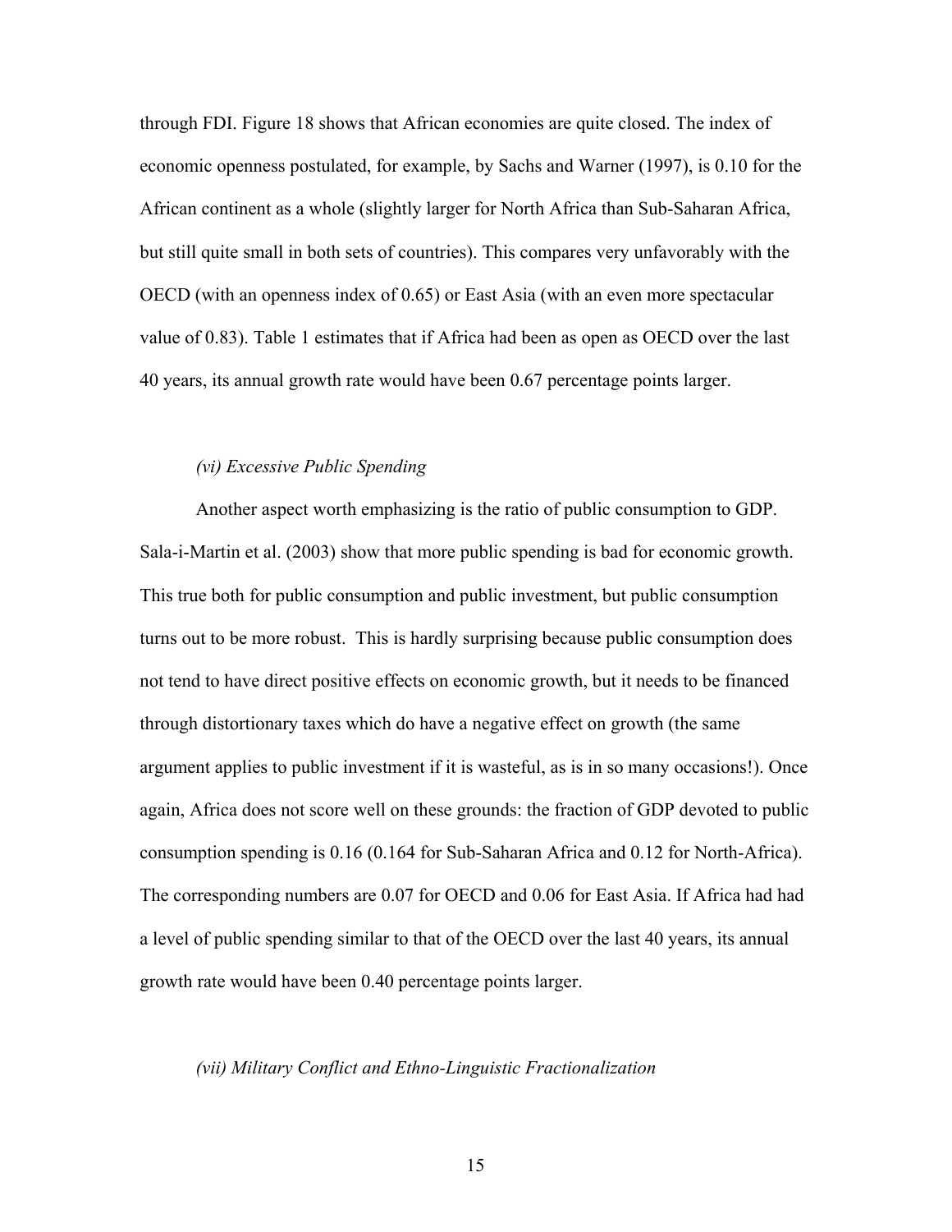through FDI. Figure 18 shows that African economies are quite closed. The index of economic openness postulated, for example, by Sachs and Warner (1997), is 0.10 for the African continent as a whole (slightly larger for North Africa than Sub-Saharan Africa, but still quite small in both sets of countries). This compares very unfavorably with the OECD (with an openness index of 0.65) or East Asia (with an even more spectacular value of 0.83). Table 1 estimates that if Africa had been as open as OECD over the last 40 years, its annual growth rate would have been 0.67 percentage points larger.

*(vi) Excessive Public Spending*

Another aspect worth emphasizing is the ratio of public consumption to GDP. Sala-i-Martin et al. (2003) show that more public spending is bad for economic growth. This true both for public consumption and public investment, but public consumption turns out to be more robust. This is hardly surprising because public consumption does not tend to have direct positive effects on economic growth, but it needs to be financed through distortionary taxes which do have a negative effect on growth (the same argument applies to public investment if it is wasteful, as is in so many occasions!). Once again, Africa does not score well on these grounds: the fraction of GDP devoted to public consumption spending is 0.16 (0.164 for Sub-Saharan Africa and 0.12 for North-Africa). The corresponding numbers are 0.07 for OECD and 0.06 for East Asia. If Africa had had a level of public spending similar to that of the OECD over the last 40 years, its annual growth rate would have been 0.40 percentage points larger.

*(vii) Military Conflict and Ethno-Linguistic Fractionalization*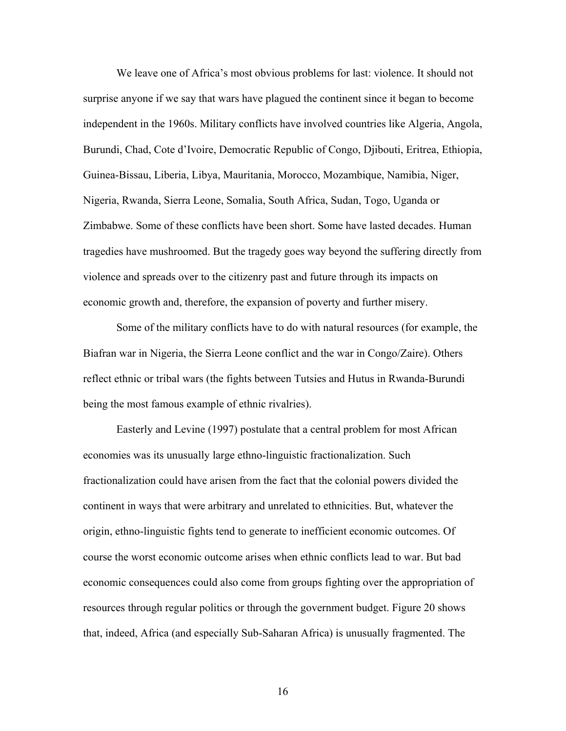We leave one of Africa's most obvious problems for last: violence. It should not surprise anyone if we say that wars have plagued the continent since it began to become independent in the 1960s. Military conflicts have involved countries like Algeria, Angola, Burundi, Chad, Cote d'Ivoire, Democratic Republic of Congo, Djibouti, Eritrea, Ethiopia, Guinea-Bissau, Liberia, Libya, Mauritania, Morocco, Mozambique, Namibia, Niger, Nigeria, Rwanda, Sierra Leone, Somalia, South Africa, Sudan, Togo, Uganda or Zimbabwe. Some of these conflicts have been short. Some have lasted decades. Human tragedies have mushroomed. But the tragedy goes way beyond the suffering directly from violence and spreads over to the citizenry past and future through its impacts on economic growth and, therefore, the expansion of poverty and further misery.

Some of the military conflicts have to do with natural resources (for example, the Biafran war in Nigeria, the Sierra Leone conflict and the war in Congo/Zaire). Others reflect ethnic or tribal wars (the fights between Tutsies and Hutus in Rwanda-Burundi being the most famous example of ethnic rivalries).

Easterly and Levine (1997) postulate that a central problem for most African economies was its unusually large ethno-linguistic fractionalization. Such fractionalization could have arisen from the fact that the colonial powers divided the continent in ways that were arbitrary and unrelated to ethnicities. But, whatever the origin, ethno-linguistic fights tend to generate to inefficient economic outcomes. Of course the worst economic outcome arises when ethnic conflicts lead to war. But bad economic consequences could also come from groups fighting over the appropriation of resources through regular politics or through the government budget. Figure 20 shows that, indeed, Africa (and especially Sub-Saharan Africa) is unusually fragmented. The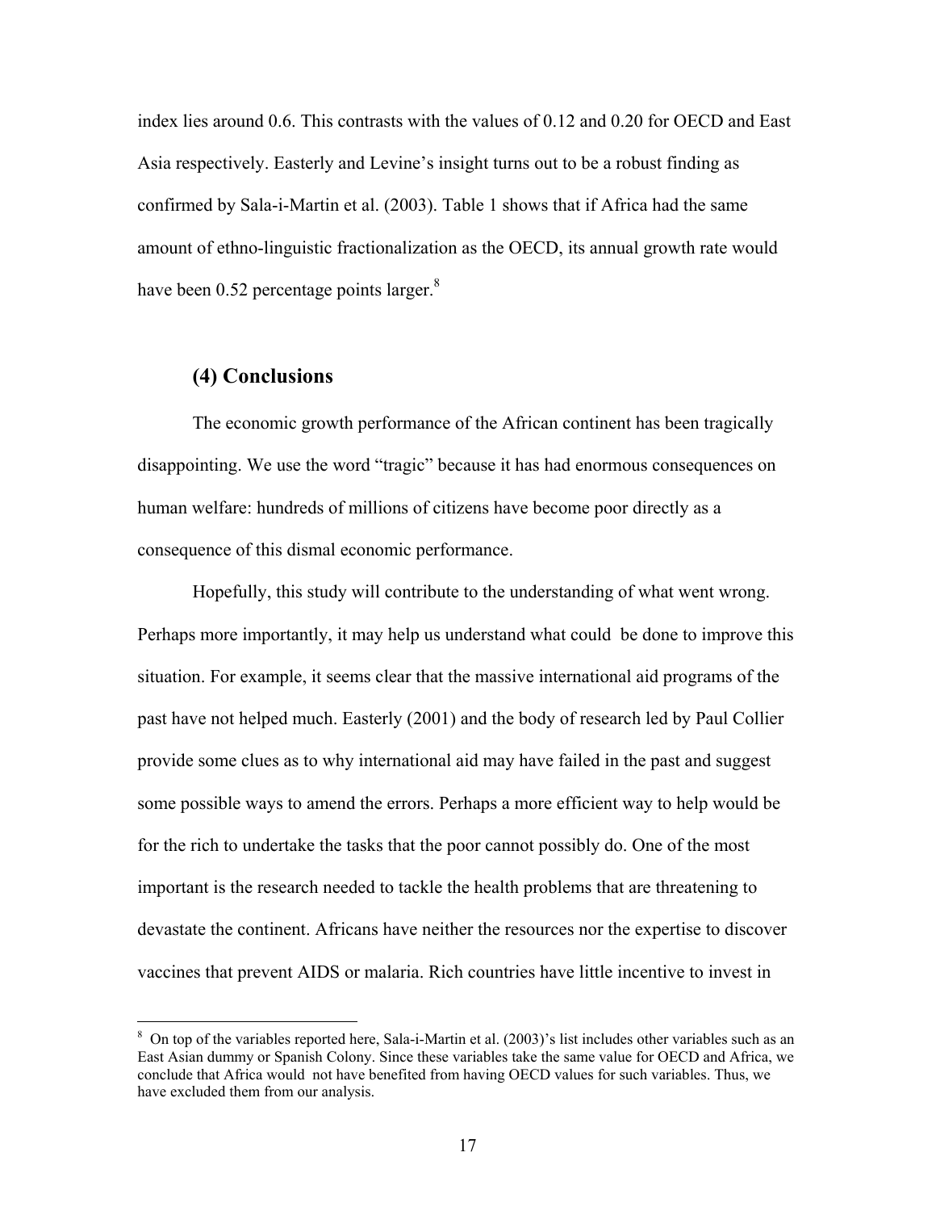index lies around 0.6. This contrasts with the values of 0.12 and 0.20 for OECD and East Asia respectively. Easterly and Levine's insight turns out to be a robust finding as confirmed by Sala-i-Martin et al. (2003). Table 1 shows that if Africa had the same amount of ethno-linguistic fractionalization as the OECD, its annual growth rate would have been 0.52 percentage points larger.[8]

## (4) Conclusions

The economic growth performance of the African continent has been tragically disappointing. We use the word "tragic" because it has had enormous consequences on human welfare: hundreds of millions of citizens have become poor directly as a consequence of this dismal economic performance.

Hopefully, this study will contribute to the understanding of what went wrong. Perhaps more importantly, it may help us understand what could be done to improve this situation. For example, it seems clear that the massive international aid programs of the past have not helped much. Easterly (2001) and the body of research led by Paul Collier provide some clues as to why international aid may have failed in the past and suggest some possible ways to amend the errors. Perhaps a more efficient way to help would be for the rich to undertake the tasks that the poor cannot possibly do. One of the most important is the research needed to tackle the health problems that are threatening to devastate the continent. Africans have neither the resources nor the expertise to discover vaccines that prevent AIDS or malaria. Rich countries have little incentive to invest in

---

[8] On top of the variables reported here, Sala-i-Martin et al. (2003)'s list includes other variables such as an East Asian dummy or Spanish Colony. Since these variables take the same value for OECD and Africa, we conclude that Africa would not have benefited from having OECD values for such variables. Thus, we have excluded them from our analysis.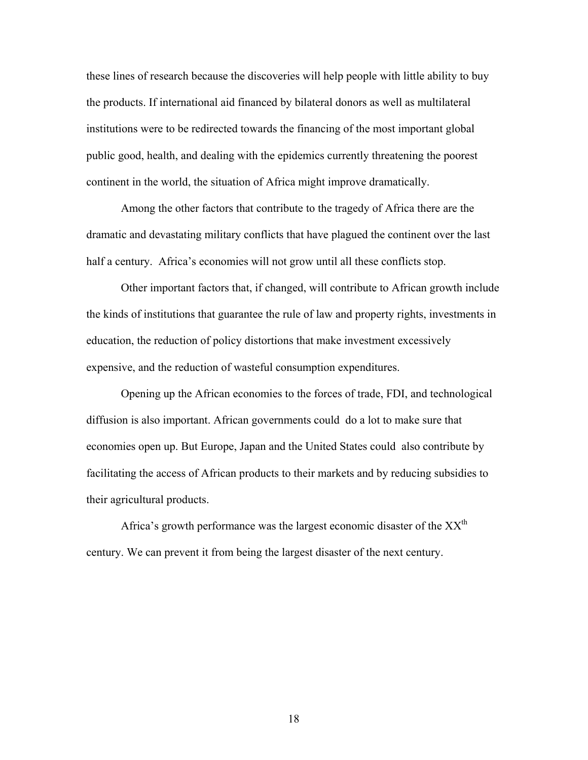these lines of research because the discoveries will help people with little ability to buy the products. If international aid financed by bilateral donors as well as multilateral institutions were to be redirected towards the financing of the most important global public good, health, and dealing with the epidemics currently threatening the poorest continent in the world, the situation of Africa might improve dramatically.

Among the other factors that contribute to the tragedy of Africa there are the dramatic and devastating military conflicts that have plagued the continent over the last half a century. Africa's economies will not grow until all these conflicts stop.

Other important factors that, if changed, will contribute to African growth include the kinds of institutions that guarantee the rule of law and property rights, investments in education, the reduction of policy distortions that make investment excessively expensive, and the reduction of wasteful consumption expenditures.

Opening up the African economies to the forces of trade, FDI, and technological diffusion is also important. African governments could do a lot to make sure that economies open up. But Europe, Japan and the United States could also contribute by facilitating the access of African products to their markets and by reducing subsidies to their agricultural products.

Africa's growth performance was the largest economic disaster of the XX[th] century. We can prevent it from being the largest disaster of the next century.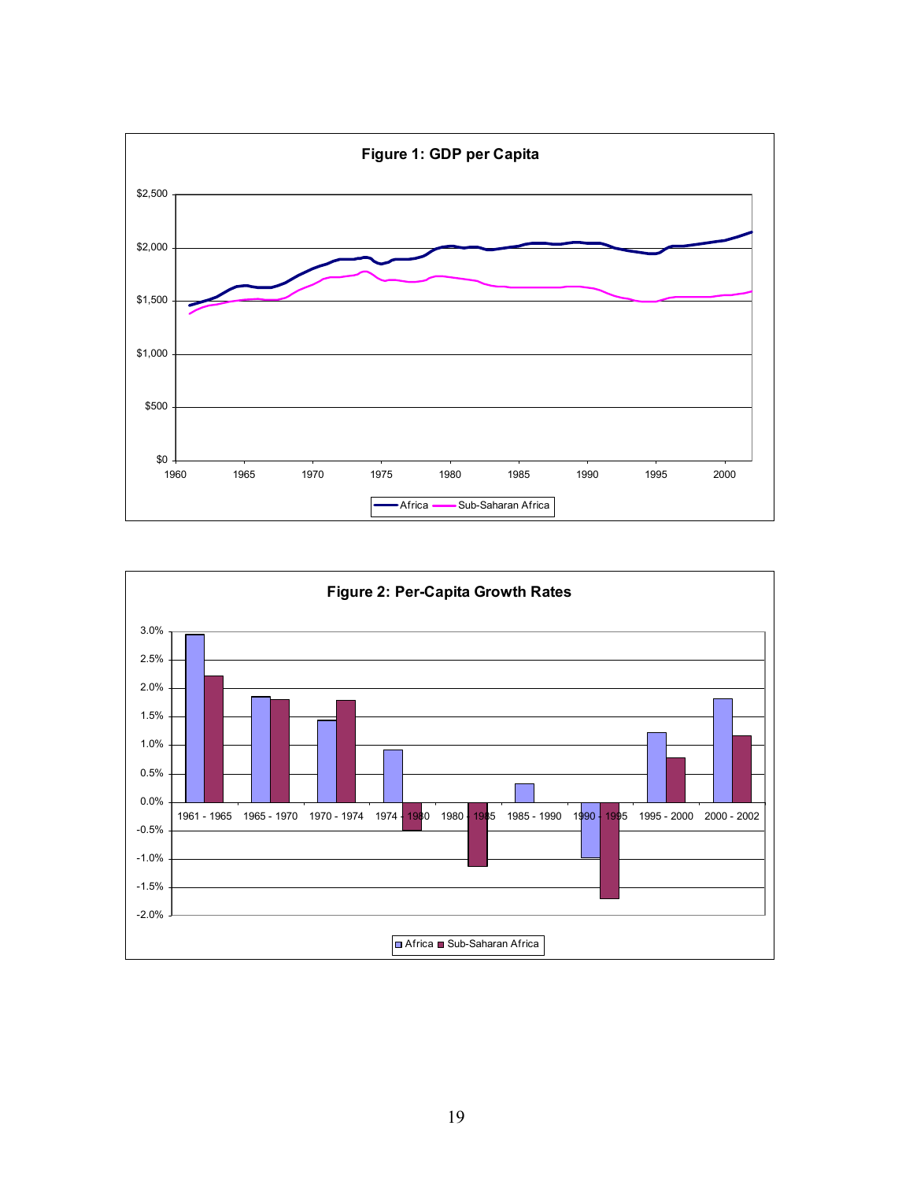**Figure 1: GDP per Capita**

**Figure 2: Per-Capita Growth Rates**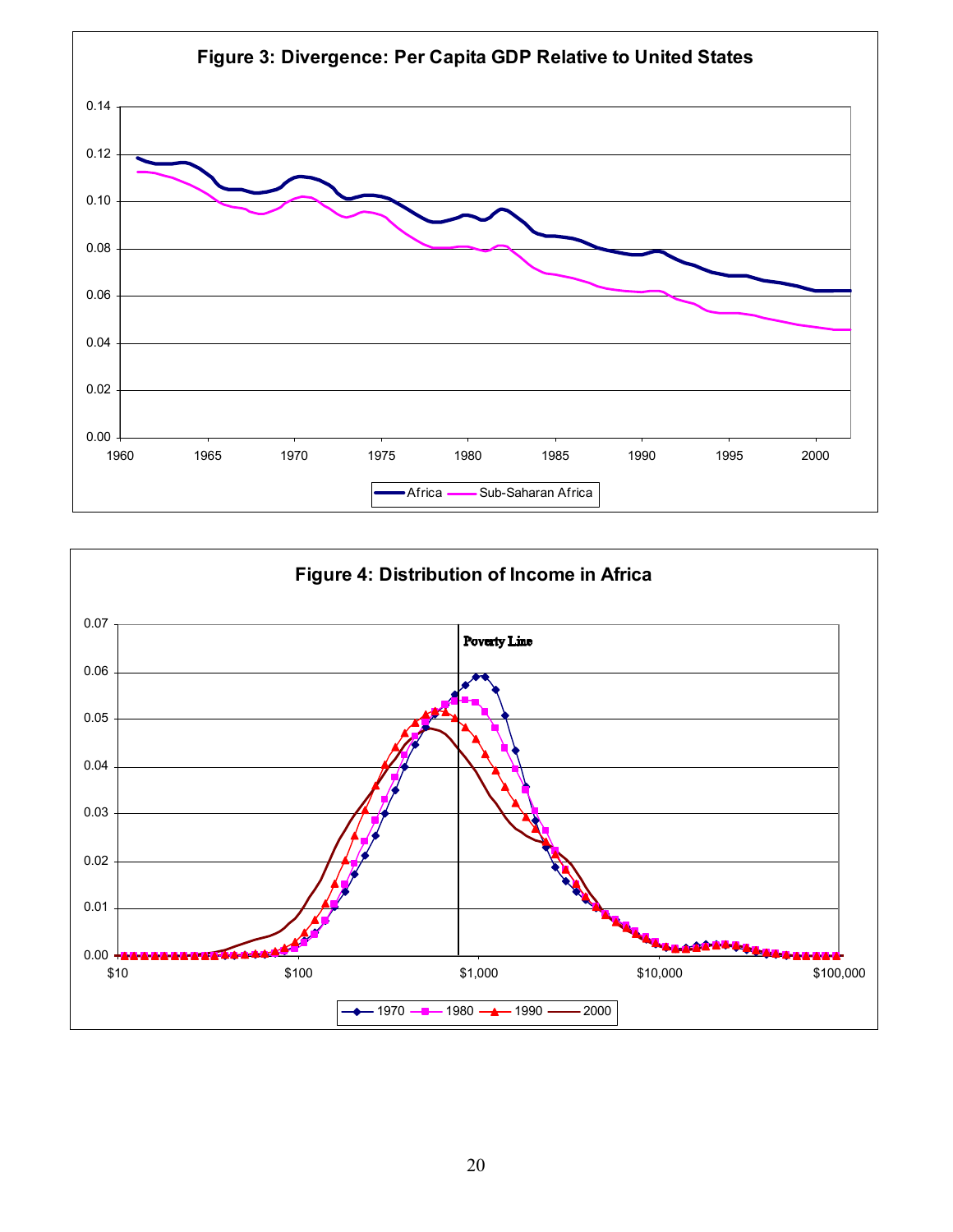**Figure 3: Divergence: Per Capita GDP Relative to United States**

**Figure 4: Distribution of Income in Africa**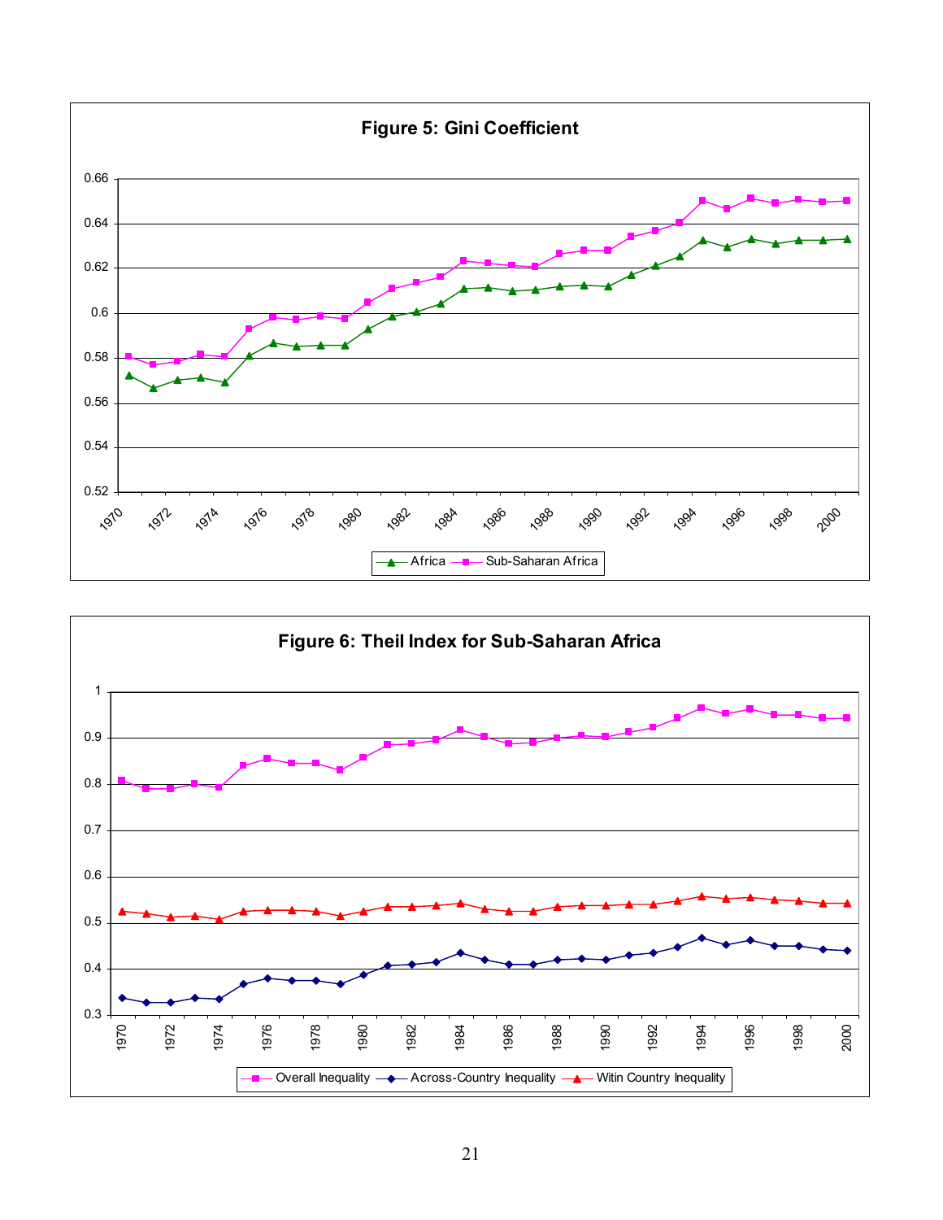**Figure 5: Gini Coefficient**

**Figure 6: Theil Index for Sub-Saharan Africa**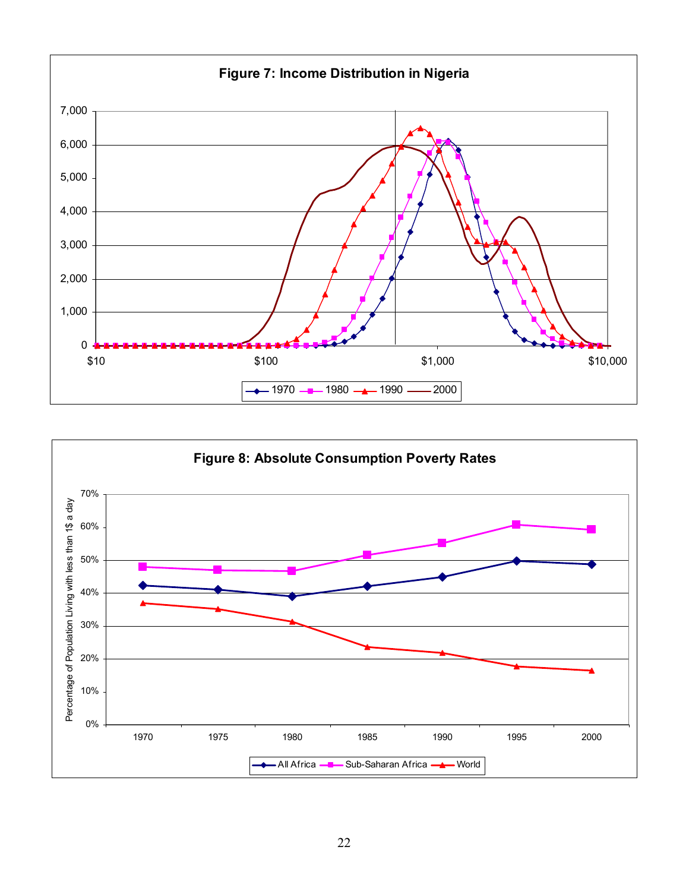**Figure 7: Income Distribution in Nigeria**

**Figure 8: Absolute Consumption Poverty Rates**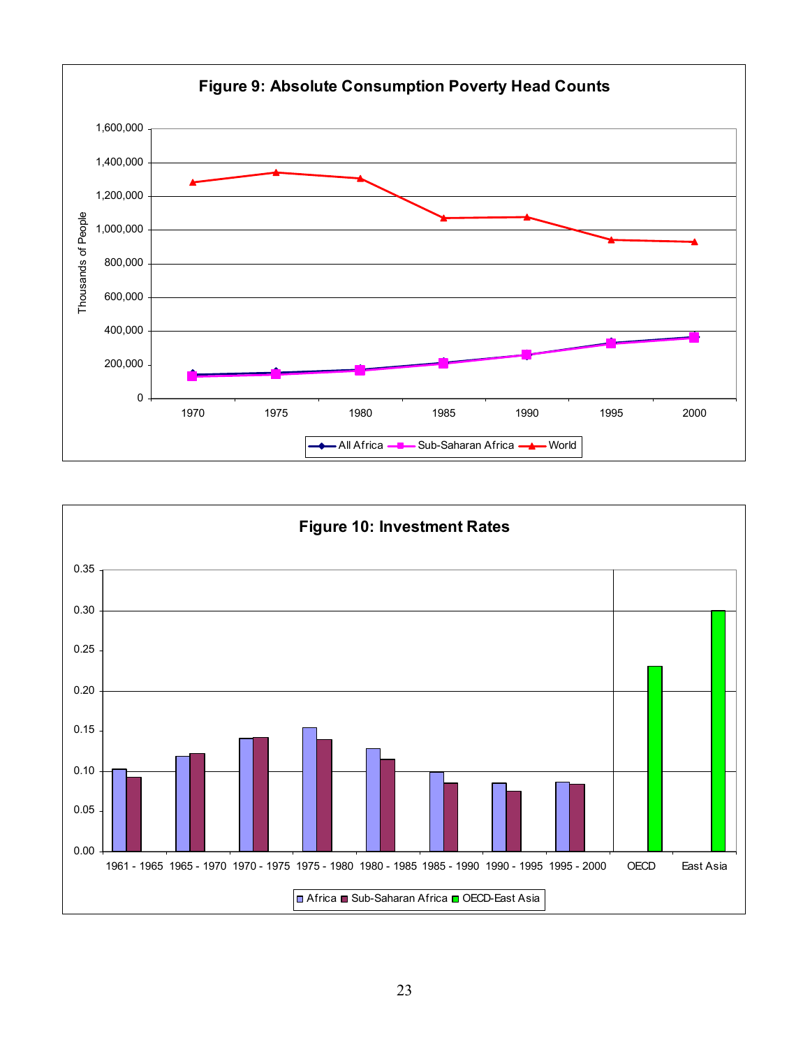**Figure 9: Absolute Consumption Poverty Head Counts**

**Figure 10: Investment Rates**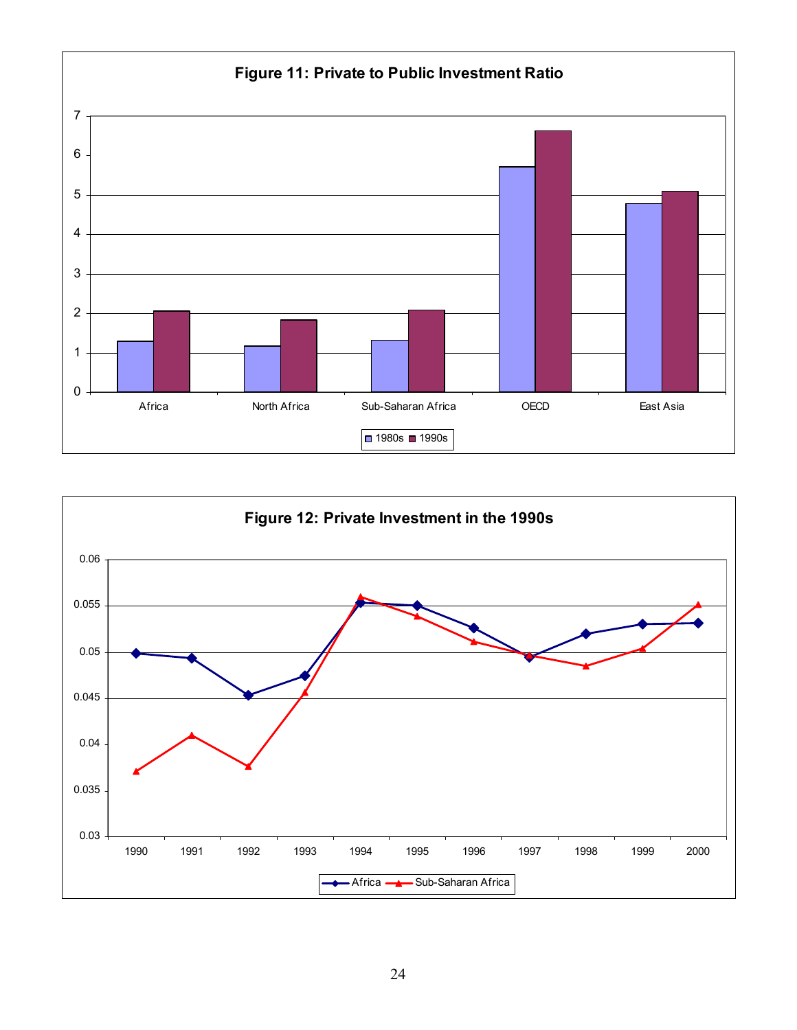**Figure 11: Private to Public Investment Ratio**

**Figure 12: Private Investment in the 1990s**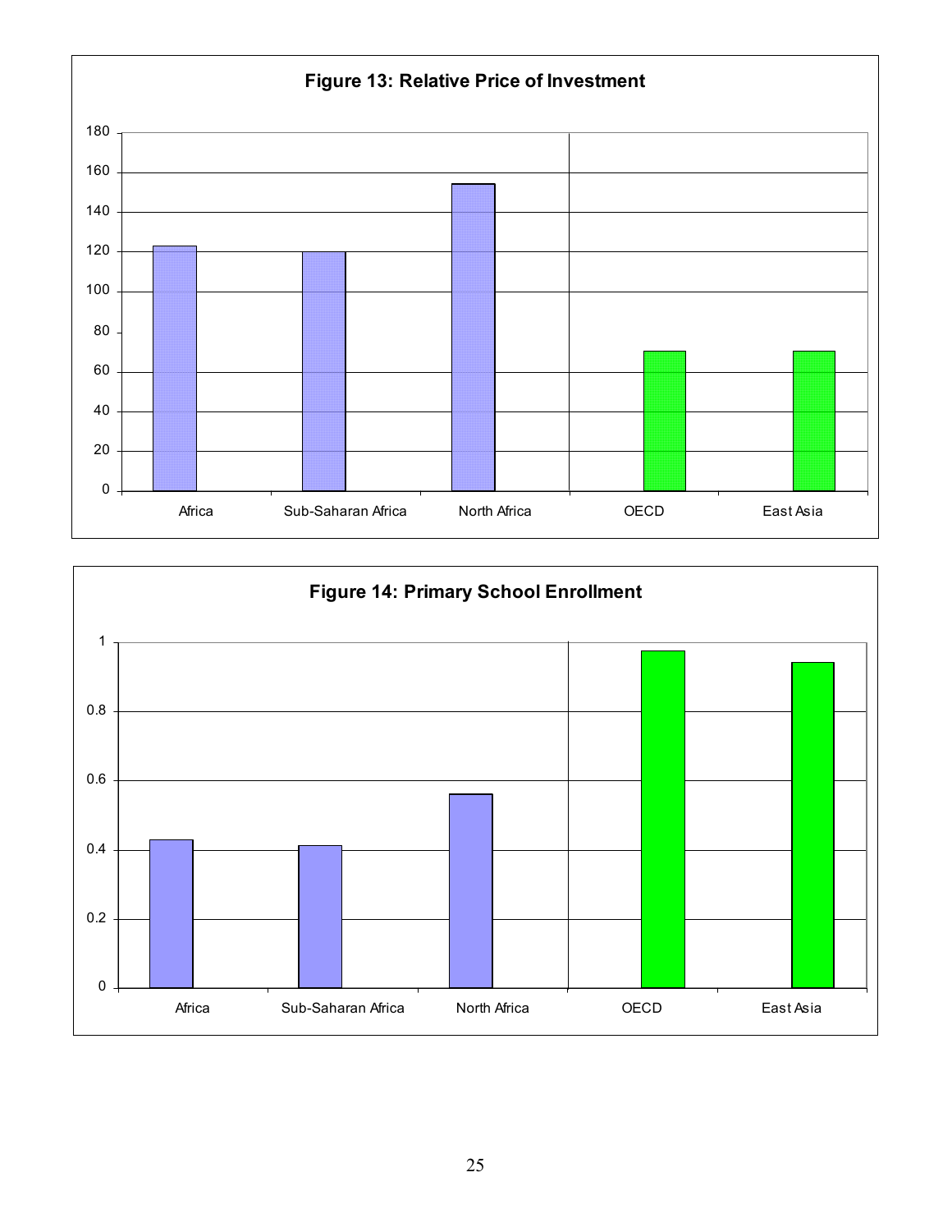**Figure 13: Relative Price of Investment**

**Figure 14: Primary School Enrollment**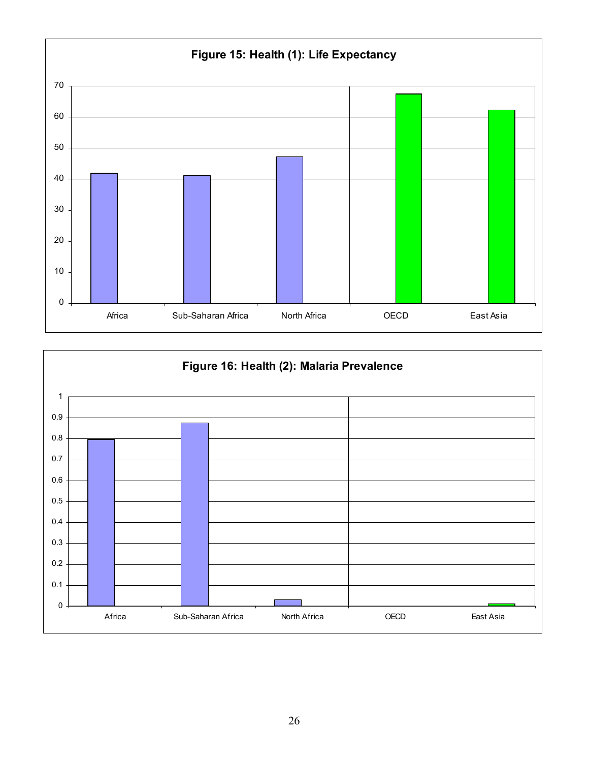**Figure 15: Health (1): Life Expectancy**

**Figure 16: Health (2): Malaria Prevalence**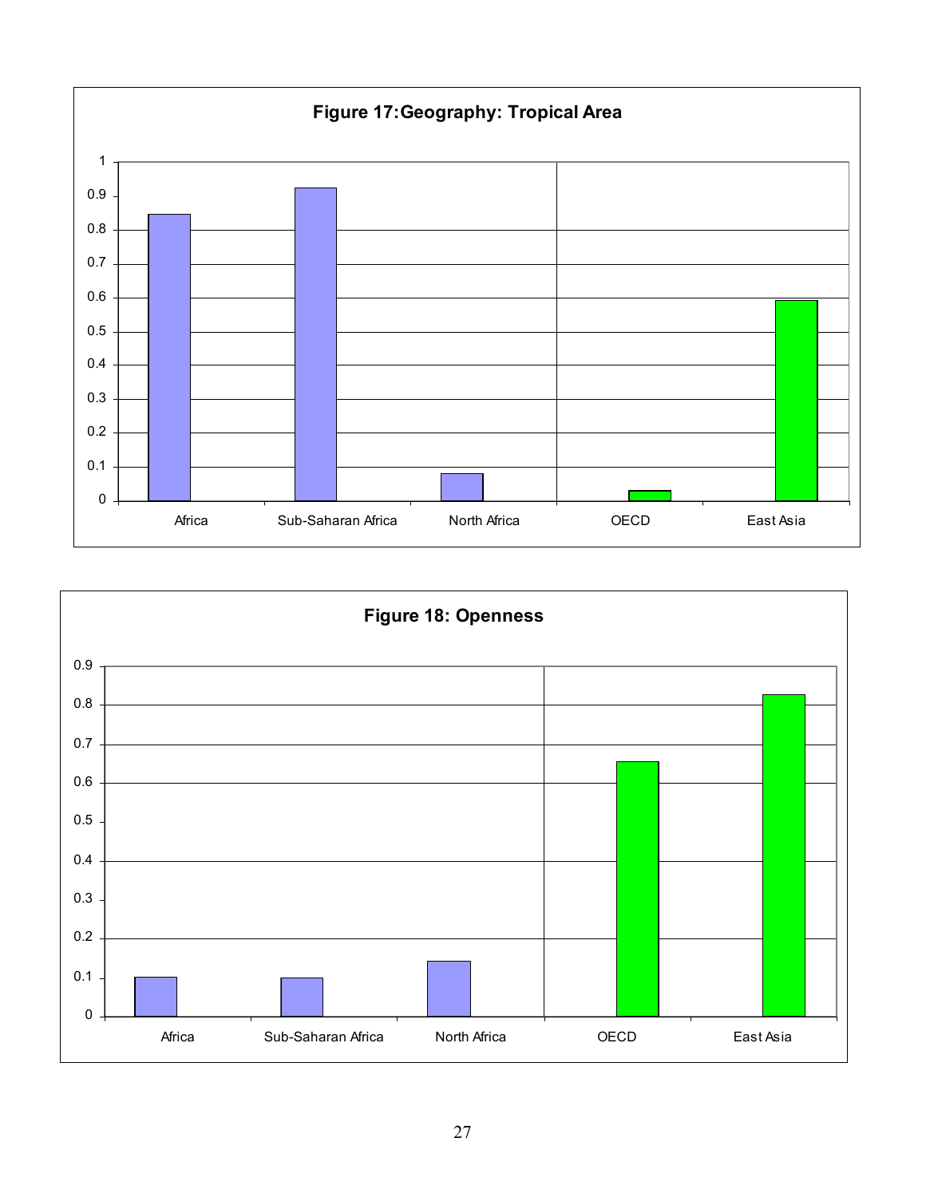**Figure 17: Geography: Tropical Area**

**Figure 18: Openness**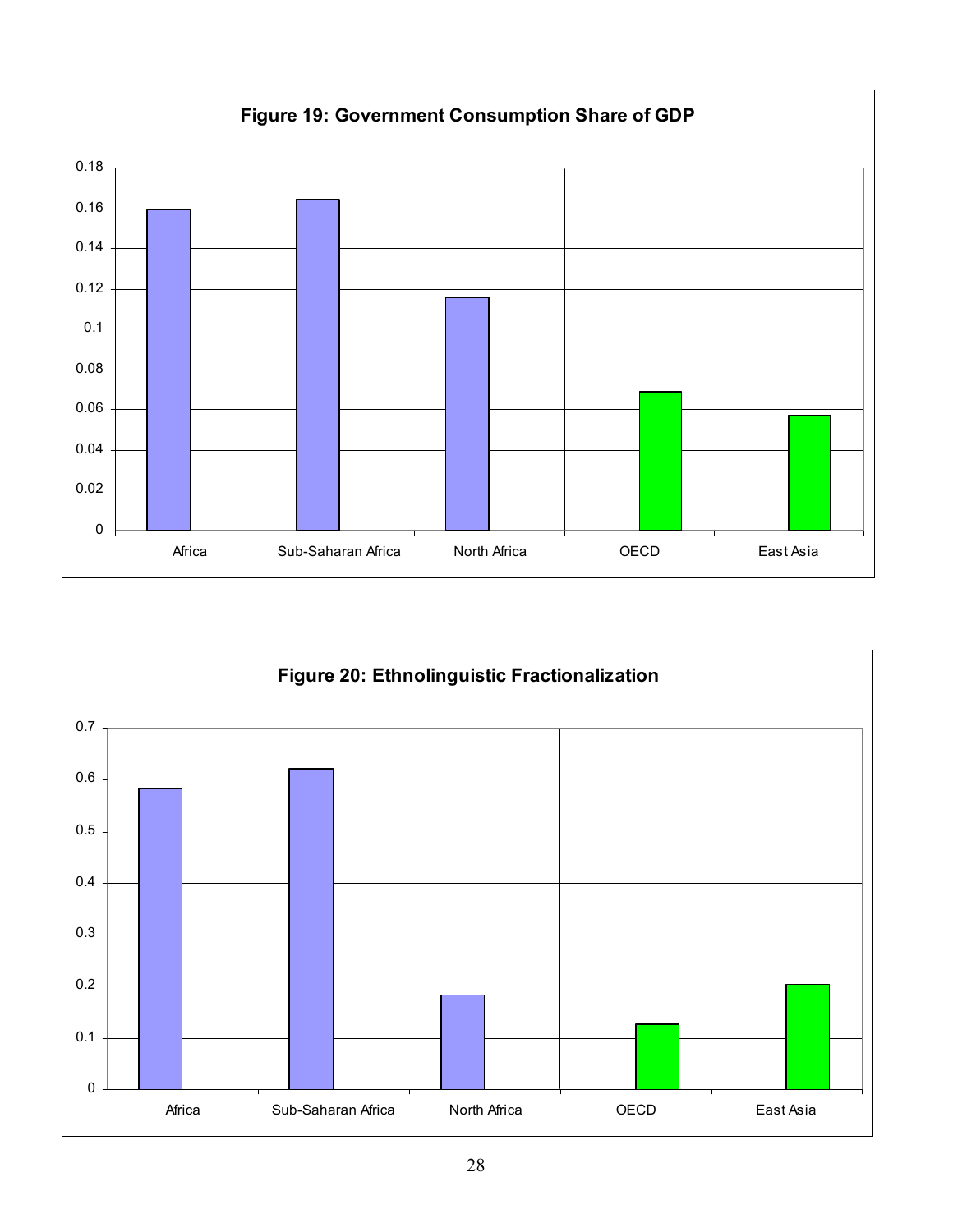**Figure 19: Government Consumption Share of GDP**

**Figure 20: Ethnolinguistic Fractionalization**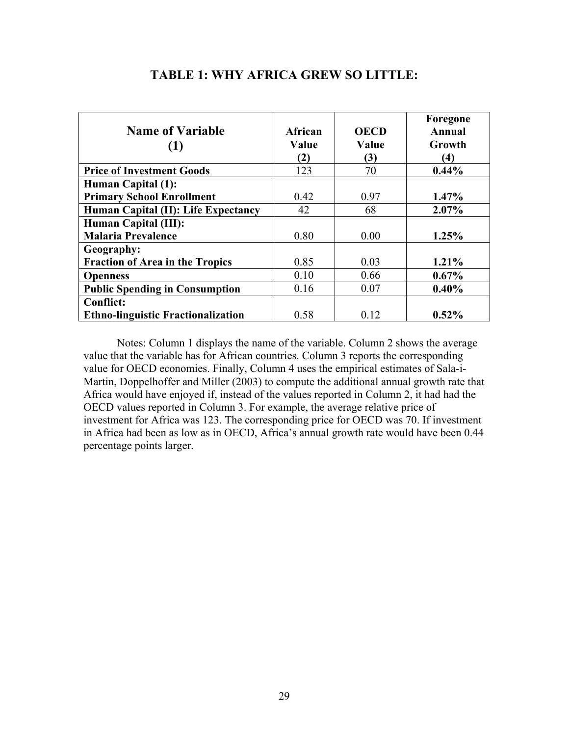# TABLE 1: WHY AFRICA GREW SO LITTLE:

| Name of Variable (1) | African Value (2) | OECD Value (3) | Foregone Annual Growth (4) |
|---|---|---|---|
| **Price of Investment Goods** | 123 | 70 | **0.44%** |
| **Human Capital (1): Primary School Enrollment** | 0.42 | 0.97 | **1.47%** |
| **Human Capital (II): Life Expectancy** | 42 | 68 | **2.07%** |
| **Human Capital (III): Malaria Prevalence** | 0.80 | 0.00 | **1.25%** |
| **Geography: Fraction of Area in the Tropics** | 0.85 | 0.03 | **1.21%** |
| **Openness** | 0.10 | 0.66 | **0.67%** |
| **Public Spending in Consumption** | 0.16 | 0.07 | **0.40%** |
| **Conflict: Ethno-linguistic Fractionalization** | 0.58 | 0.12 | **0.52%** |

Notes: Column 1 displays the name of the variable. Column 2 shows the average value that the variable has for African countries. Column 3 reports the corresponding value for OECD economies. Finally, Column 4 uses the empirical estimates of Sala-i-Martin, Doppelhoffer and Miller (2003) to compute the additional annual growth rate that Africa would have enjoyed if, instead of the values reported in Column 2, it had had the OECD values reported in Column 3. For example, the average relative price of investment for Africa was 123. The corresponding price for OECD was 70. If investment in Africa had been as low as in OECD, Africa's annual growth rate would have been 0.44 percentage points larger.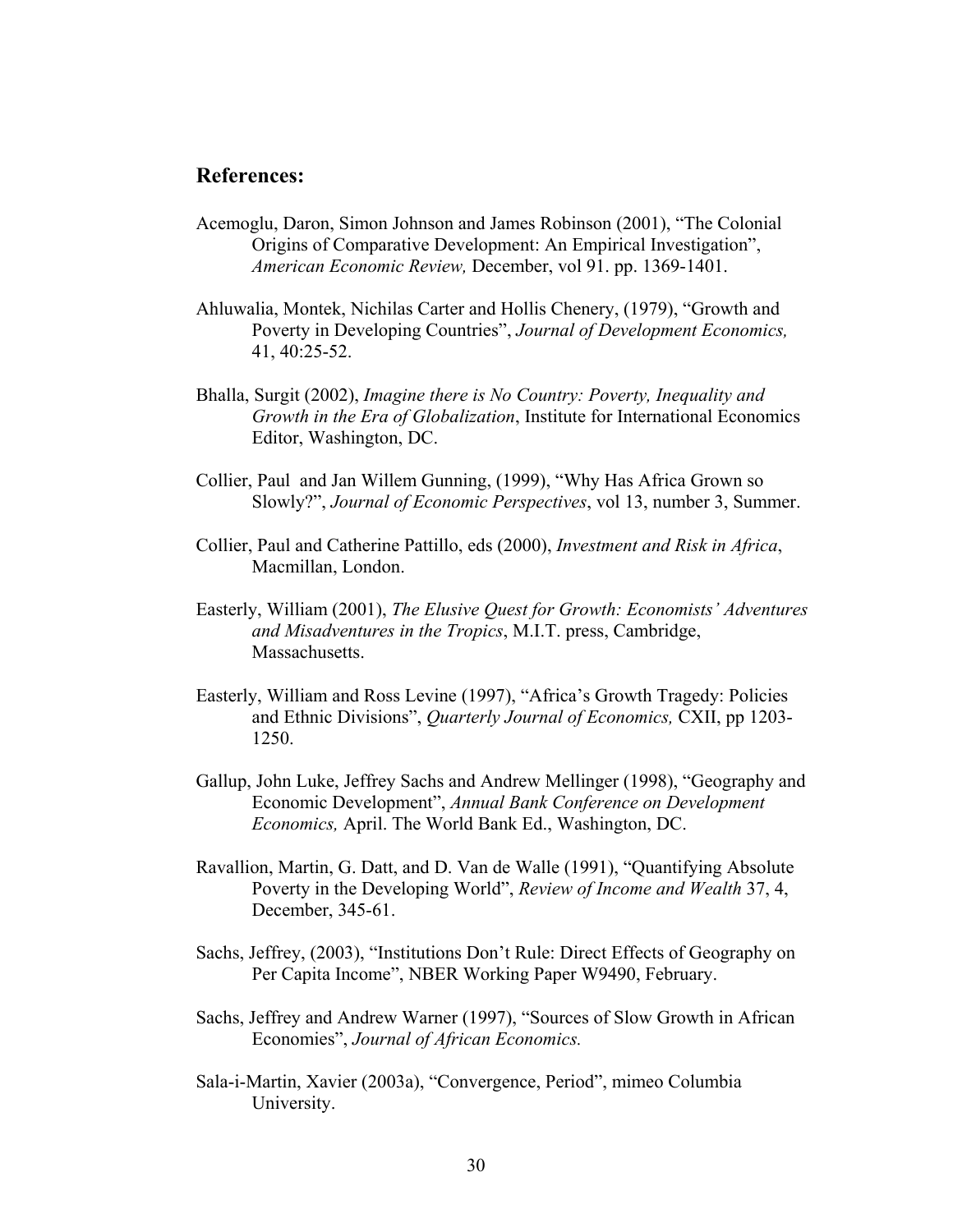## References:

Acemoglu, Daron, Simon Johnson and James Robinson (2001), "The Colonial Origins of Comparative Development: An Empirical Investigation", *American Economic Review,* December, vol 91. pp. 1369-1401.

Ahluwalia, Montek, Nichilas Carter and Hollis Chenery, (1979), "Growth and Poverty in Developing Countries", *Journal of Development Economics,* 41, 40:25-52.

Bhalla, Surgit (2002), *Imagine there is No Country: Poverty, Inequality and Growth in the Era of Globalization*, Institute for International Economics Editor, Washington, DC.

Collier, Paul and Jan Willem Gunning, (1999), "Why Has Africa Grown so Slowly?", *Journal of Economic Perspectives*, vol 13, number 3, Summer.

Collier, Paul and Catherine Pattillo, eds (2000), *Investment and Risk in Africa*, Macmillan, London.

Easterly, William (2001), *The Elusive Quest for Growth: Economists' Adventures and Misadventures in the Tropics*, M.I.T. press, Cambridge, Massachusetts.

Easterly, William and Ross Levine (1997), "Africa's Growth Tragedy: Policies and Ethnic Divisions", *Quarterly Journal of Economics,* CXII, pp 1203-1250.

Gallup, John Luke, Jeffrey Sachs and Andrew Mellinger (1998), "Geography and Economic Development", *Annual Bank Conference on Development Economics,* April. The World Bank Ed., Washington, DC.

Ravallion, Martin, G. Datt, and D. Van de Walle (1991), "Quantifying Absolute Poverty in the Developing World", *Review of Income and Wealth* 37, 4, December, 345-61.

Sachs, Jeffrey, (2003), "Institutions Don't Rule: Direct Effects of Geography on Per Capita Income", NBER Working Paper W9490, February.

Sachs, Jeffrey and Andrew Warner (1997), "Sources of Slow Growth in African Economies", *Journal of African Economics.*

Sala-i-Martin, Xavier (2003a), "Convergence, Period", mimeo Columbia University.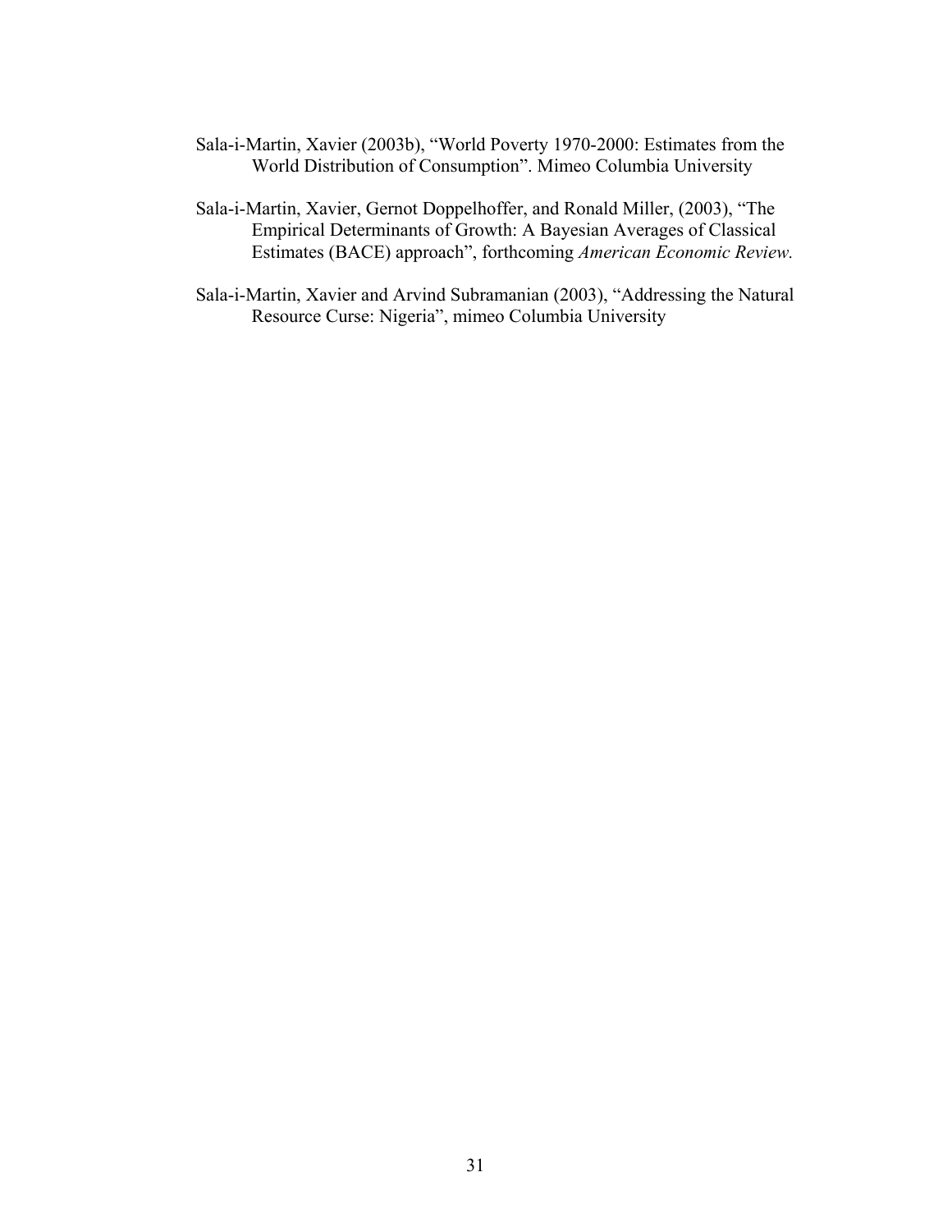Sala-i-Martin, Xavier (2003b), "World Poverty 1970-2000: Estimates from the World Distribution of Consumption". Mimeo Columbia University

Sala-i-Martin, Xavier, Gernot Doppelhoffer, and Ronald Miller, (2003), "The Empirical Determinants of Growth: A Bayesian Averages of Classical Estimates (BACE) approach", forthcoming *American Economic Review.*

Sala-i-Martin, Xavier and Arvind Subramanian (2003), "Addressing the Natural Resource Curse: Nigeria", mimeo Columbia University